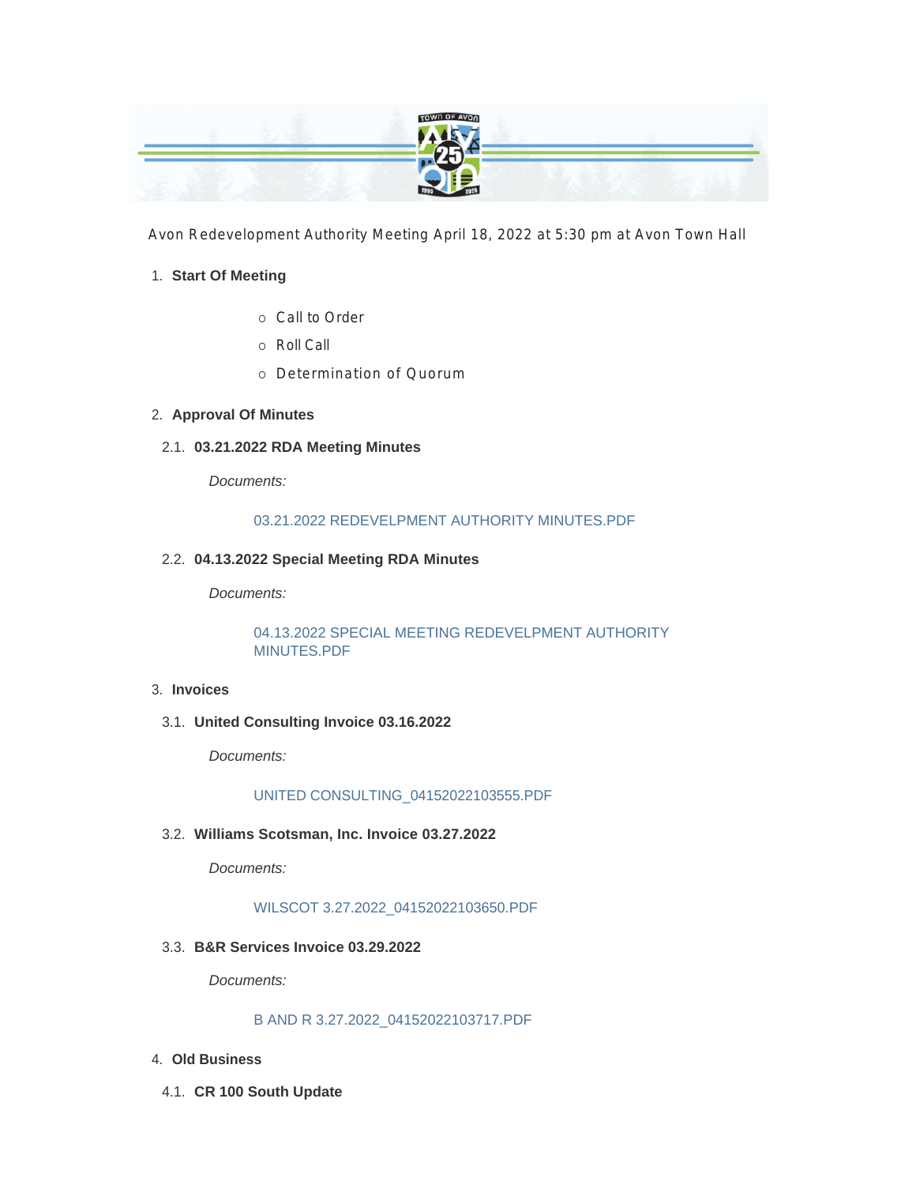Avon Redevelopment Authority Meeting April 18, 2022 at 5:30 pm at Avon Town Hall

1. **Start Of Meeting**

   - Call to Order
   - Roll Call
   - Determination of Quorum

2. **Approval Of Minutes**

   2.1. **03.21.2022 RDA Meeting Minutes**

   *Documents:*

   03.21.2022 REDEVELPMENT AUTHORITY MINUTES.PDF

   2.2. **04.13.2022 Special Meeting RDA Minutes**

   *Documents:*

   04.13.2022 SPECIAL MEETING REDEVELPMENT AUTHORITY MINUTES.PDF

3. **Invoices**

   3.1. **United Consulting Invoice 03.16.2022**

   *Documents:*

   UNITED CONSULTING_04152022103555.PDF

   3.2. **Williams Scotsman, Inc. Invoice 03.27.2022**

   *Documents:*

   WILSCOT 3.27.2022_04152022103650.PDF

   3.3. **B&R Services Invoice 03.29.2022**

   *Documents:*

   B AND R 3.27.2022_04152022103717.PDF

4. **Old Business**

   4.1. **CR 100 South Update**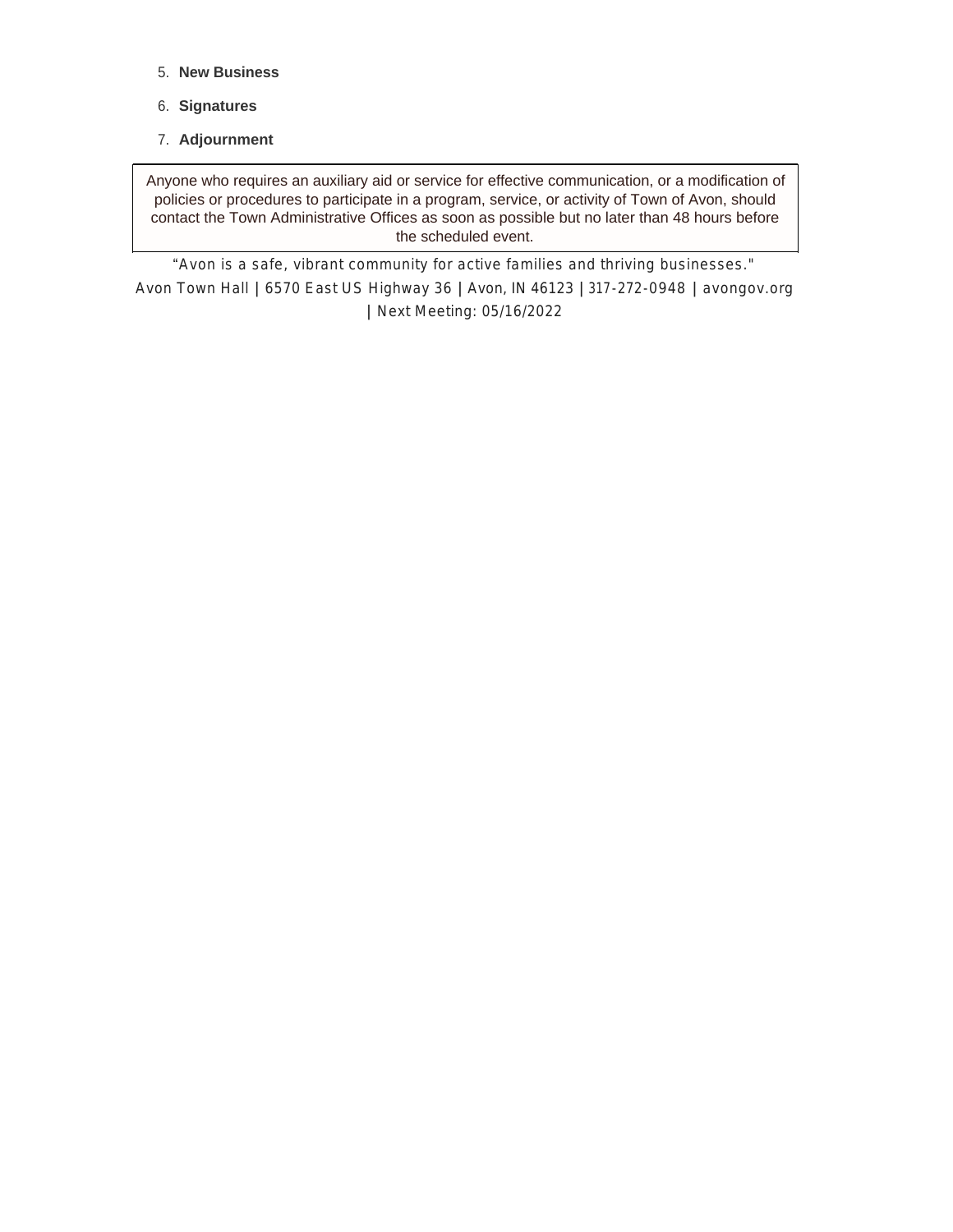5. **New Business**
6. **Signatures**
7. **Adjournment**

Anyone who requires an auxiliary aid or service for effective communication, or a modification of policies or procedures to participate in a program, service, or activity of Town of Avon, should contact the Town Administrative Offices as soon as possible but no later than 48 hours before the scheduled event.

"Avon is a safe, vibrant community for active families and thriving businesses."

Avon Town Hall | 6570 East US Highway 36 | Avon, IN 46123 | 317-272-0948 | avongov.org | Next Meeting: 05/16/2022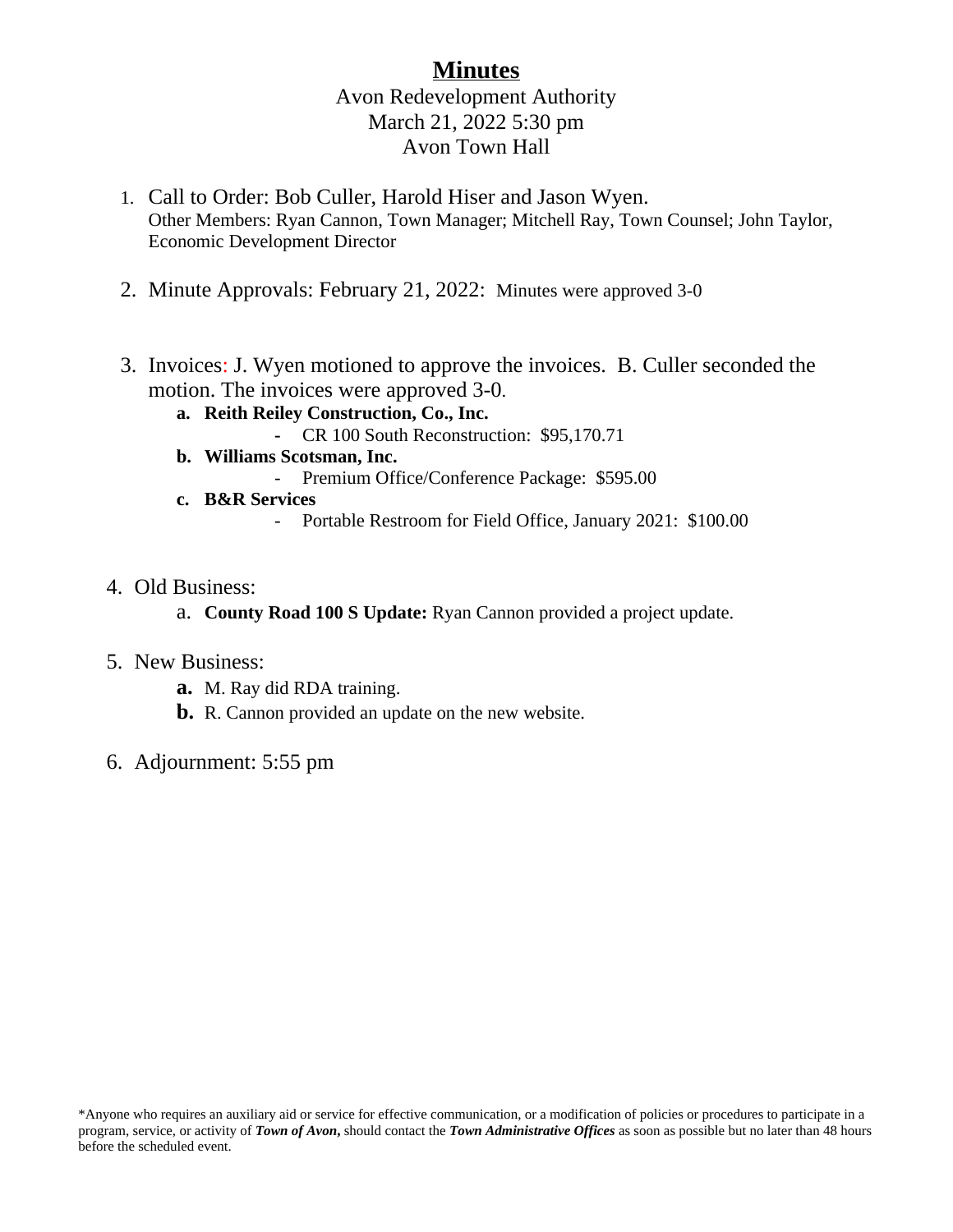# Minutes

Avon Redevelopment Authority
March 21, 2022 5:30 pm
Avon Town Hall

1. Call to Order: Bob Culler, Harold Hiser and Jason Wyen.
   Other Members: Ryan Cannon, Town Manager; Mitchell Ray, Town Counsel; John Taylor, Economic Development Director

2. Minute Approvals: February 21, 2022: Minutes were approved 3-0

3. Invoices: J. Wyen motioned to approve the invoices. B. Culler seconded the motion. The invoices were approved 3-0.
   - **a. Reith Reiley Construction, Co., Inc.**
     - CR 100 South Reconstruction: $95,170.71
   - **b. Williams Scotsman, Inc.**
     - Premium Office/Conference Package: $595.00
   - **c. B&R Services**
     - Portable Restroom for Field Office, January 2021: $100.00

4. Old Business:
   - a. **County Road 100 S Update:** Ryan Cannon provided a project update.

5. New Business:
   - **a.** M. Ray did RDA training.
   - **b.** R. Cannon provided an update on the new website.

6. Adjournment: 5:55 pm

*Anyone who requires an auxiliary aid or service for effective communication, or a modification of policies or procedures to participate in a program, service, or activity of ***Town of Avon,*** should contact the ***Town Administrative Offices*** as soon as possible but no later than 48 hours before the scheduled event.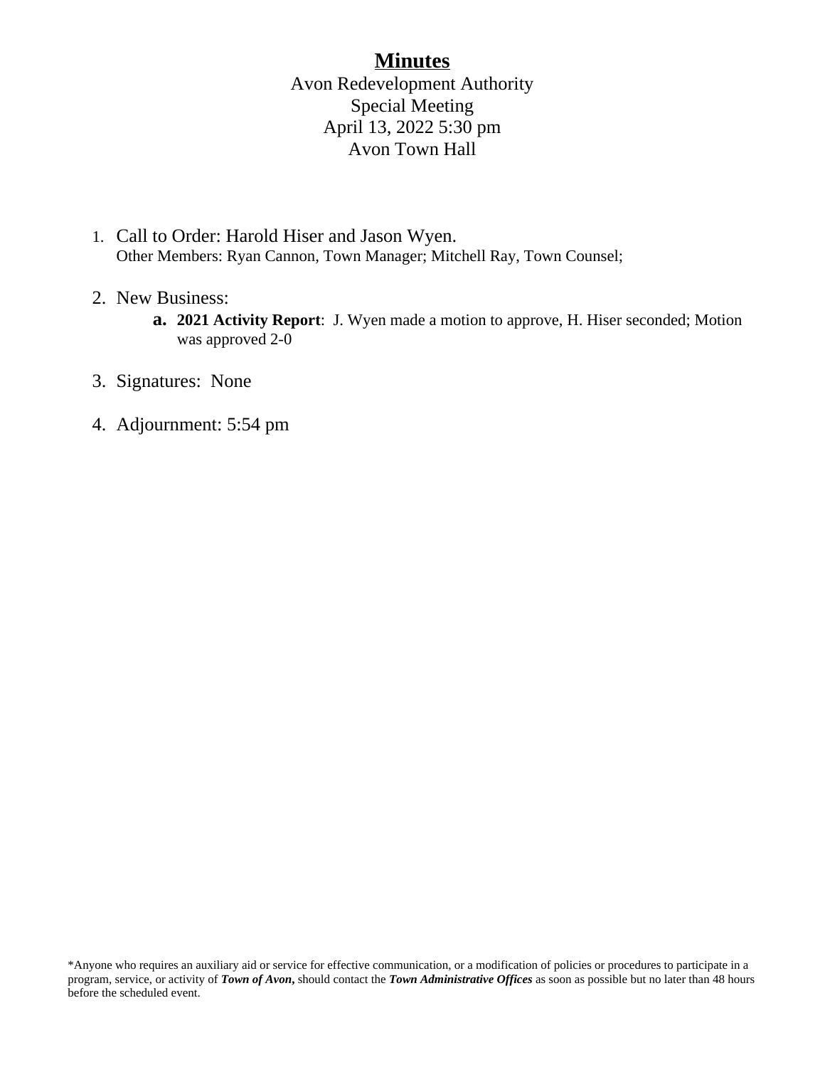# Minutes

Avon Redevelopment Authority
Special Meeting
April 13, 2022 5:30 pm
Avon Town Hall

1. Call to Order: Harold Hiser and Jason Wyen.
   Other Members: Ryan Cannon, Town Manager; Mitchell Ray, Town Counsel;

2. New Business:
   a. **2021 Activity Report**: J. Wyen made a motion to approve, H. Hiser seconded; Motion was approved 2-0

3. Signatures: None

4. Adjournment: 5:54 pm

*Anyone who requires an auxiliary aid or service for effective communication, or a modification of policies or procedures to participate in a program, service, or activity of ***Town of Avon,*** should contact the ***Town Administrative Offices*** as soon as possible but no later than 48 hours before the scheduled event.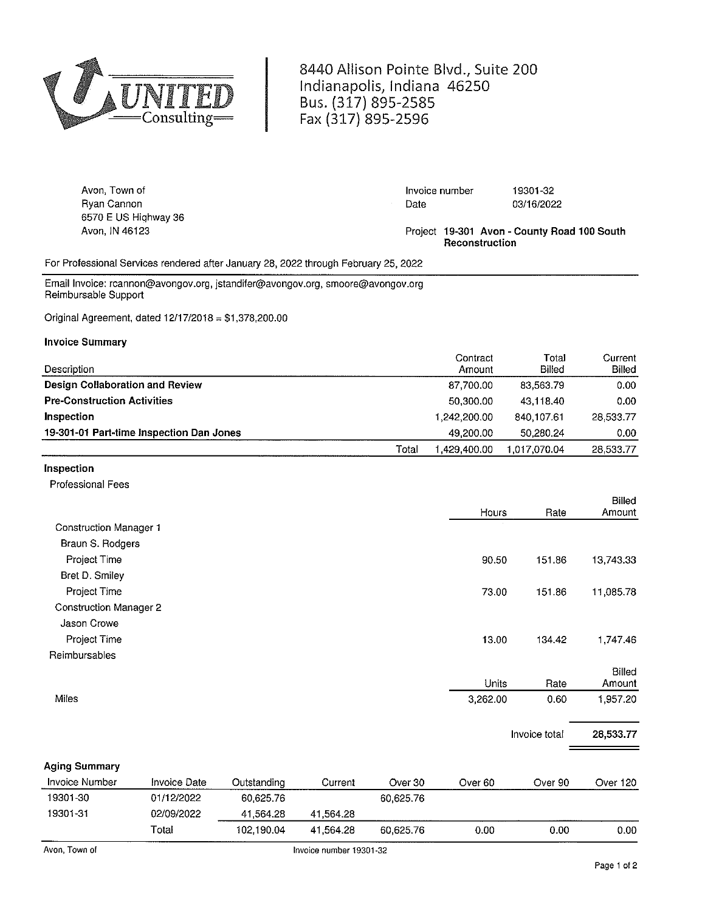**UNITED Consulting**

8440 Allison Pointe Blvd., Suite 200
Indianapolis, Indiana 46250
Bus. (317) 895-2585
Fax (317) 895-2596

Avon, Town of
Ryan Cannon
6570 E US Highway 36
Avon, IN 46123

Invoice number 19301-32
Date 03/16/2022

Project **19-301 Avon - County Road 100 South Reconstruction**

For Professional Services rendered after January 28, 2022 through February 25, 2022

Email Invoice: rcannon@avongov.org, jstandifer@avongov.org, smoore@avongov.org
Reimbursable Support

Original Agreement, dated 12/17/2018 = $1,378,200.00

### Invoice Summary

| Description | | Contract Amount | Total Billed | Current Billed |
|---|---|---|---|---|
| **Design Collaboration and Review** | | 87,700.00 | 83,563.79 | 0.00 |
| **Pre-Construction Activities** | | 50,300.00 | 43,118.40 | 0.00 |
| **Inspection** | | 1,242,200.00 | 840,107.61 | 28,533.77 |
| **19-301-01 Part-time Inspection Dan Jones** | | 49,200.00 | 50,280.24 | 0.00 |
| | Total | 1,429,400.00 | 1,017,070.04 | 28,533.77 |

### Inspection

Professional Fees

| | Hours | Rate | Billed Amount |
|---|---|---|---|
| Construction Manager 1 | | | |
| Braun S. Rodgers | | | |
| Project Time | 90.50 | 151.86 | 13,743.33 |
| Bret D. Smiley | | | |
| Project Time | 73.00 | 151.86 | 11,085.78 |
| Construction Manager 2 | | | |
| Jason Crowe | | | |
| Project Time | 13.00 | 134.42 | 1,747.46 |

Reimbursables

| | Units | Rate | Billed Amount |
|---|---|---|---|
| Miles | 3,262.00 | 0.60 | 1,957.20 |

Invoice total **28,533.77**

### Aging Summary

| Invoice Number | Invoice Date | Outstanding | Current | Over 30 | Over 60 | Over 90 | Over 120 |
|---|---|---|---|---|---|---|---|
| 19301-30 | 01/12/2022 | 60,625.76 | | 60,625.76 | | | |
| 19301-31 | 02/09/2022 | 41,564.28 | 41,564.28 | | | | |
| | Total | 102,190.04 | 41,564.28 | 60,625.76 | 0.00 | 0.00 | 0.00 |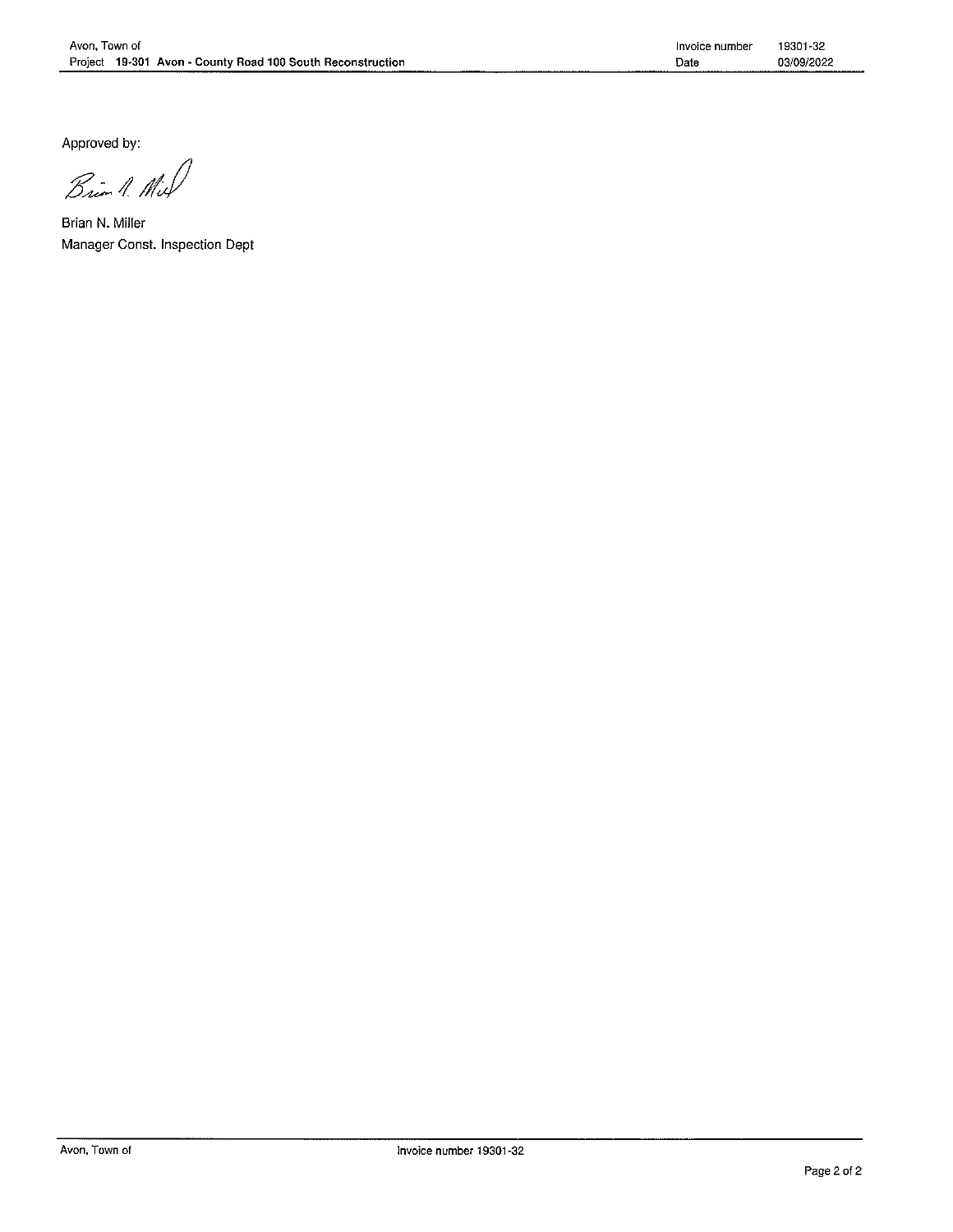Approved by:

Brian N. Miller
Manager Const. Inspection Dept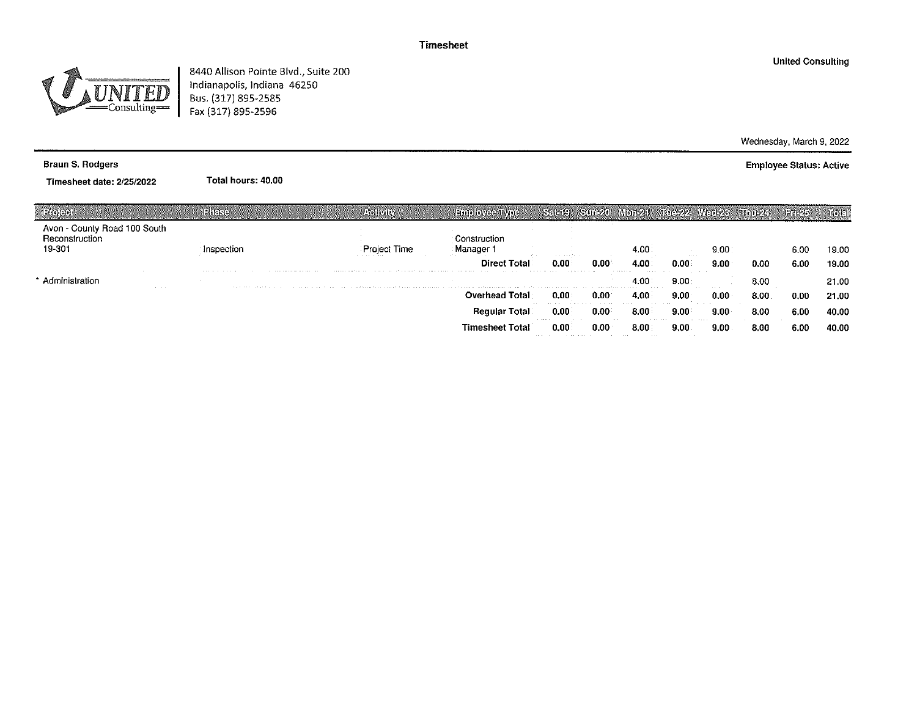# Timesheet

**United Consulting**

UNITED Consulting

8440 Allison Pointe Blvd., Suite 200
Indianapolis, Indiana 46250
Bus. (317) 895-2585
Fax (317) 895-2596

Wednesday, March 9, 2022

**Braun S. Rodgers**

**Employee Status: Active**

**Timesheet date: 2/25/2022** **Total hours: 40.00**

| Project | Phase | Activity | Employee Type | Sat-19 | Sun-20 | Mon-21 | Tue-22 | Wed-23 | Thu-24 | Fri-25 | Total |
|---|---|---|---|---|---|---|---|---|---|---|---|
| Avon - County Road 100 South Reconstruction 19-301 | Inspection | Project Time | Construction Manager 1 | | | 4.00 | | 9.00 | | 6.00 | 19.00 |
| | | | **Direct Total** | **0.00** | **0.00** | **4.00** | **0.00** | **9.00** | **0.00** | **6.00** | **19.00** |
| * Administration | | | | | | 4.00 | 9.00 | | 8.00 | | 21.00 |
| | | | **Overhead Total** | **0.00** | **0.00** | **4.00** | **9.00** | **0.00** | **8.00** | **0.00** | **21.00** |
| | | | **Regular Total** | **0.00** | **0.00** | **8.00** | **9.00** | **9.00** | **8.00** | **6.00** | **40.00** |
| | | | **Timesheet Total** | **0.00** | **0.00** | **8.00** | **9.00** | **9.00** | **8.00** | **6.00** | **40.00** |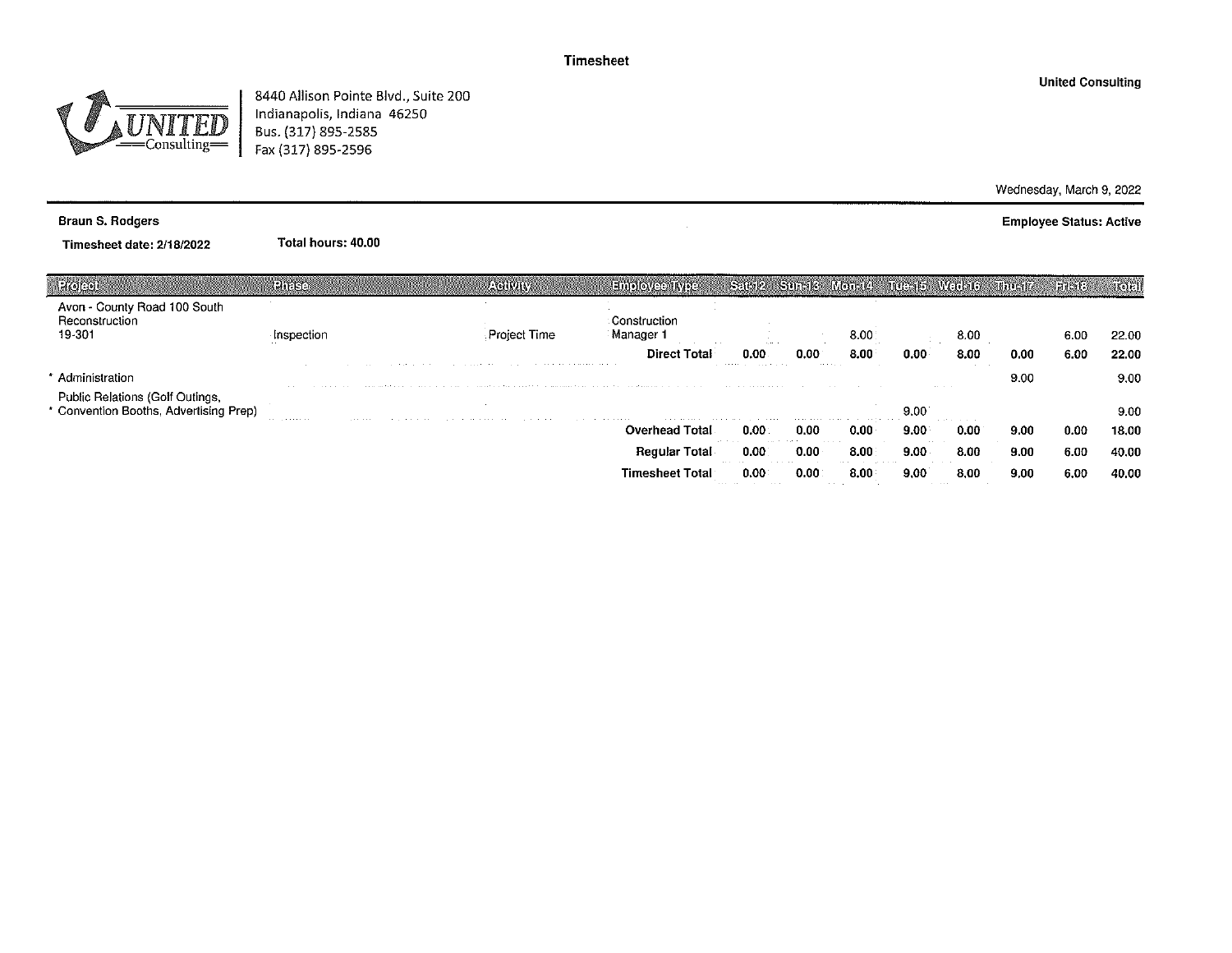# Timesheet

**United Consulting**

UNITED Consulting

8440 Allison Pointe Blvd., Suite 200
Indianapolis, Indiana 46250
Bus. (317) 895-2585
Fax (317) 895-2596

Wednesday, March 9, 2022

**Braun S. Rodgers** | **Employee Status: Active**

**Timesheet date: 2/18/2022** | **Total hours: 40.00**

| Project | Phase | Activity | Employee Type | Sat-12 | Sun-13 | Mon-14 | Tue-15 | Wed-16 | Thu-17 | Fri-18 | Total |
|---|---|---|---|---|---|---|---|---|---|---|---|
| Avon - County Road 100 South Reconstruction 19-301 | Inspection | Project Time | Construction Manager 1 | | | 8.00 | | 8.00 | | 6.00 | 22.00 |
| | | | **Direct Total** | **0.00** | **0.00** | **8.00** | **0.00** | **8.00** | **0.00** | **6.00** | **22.00** |
| * Administration | | | | | | | | | 9.00 | | 9.00 |
| * Public Relations (Golf Outings, Convention Booths, Advertising Prep) | | | | | | | 9.00 | | | | 9.00 |
| | | | **Overhead Total** | **0.00** | **0.00** | **0.00** | **9.00** | **0.00** | **9.00** | **0.00** | **18.00** |
| | | | **Regular Total** | **0.00** | **0.00** | **8.00** | **9.00** | **8.00** | **9.00** | **6.00** | **40.00** |
| | | | **Timesheet Total** | **0.00** | **0.00** | **8.00** | **9.00** | **8.00** | **9.00** | **6.00** | **40.00** |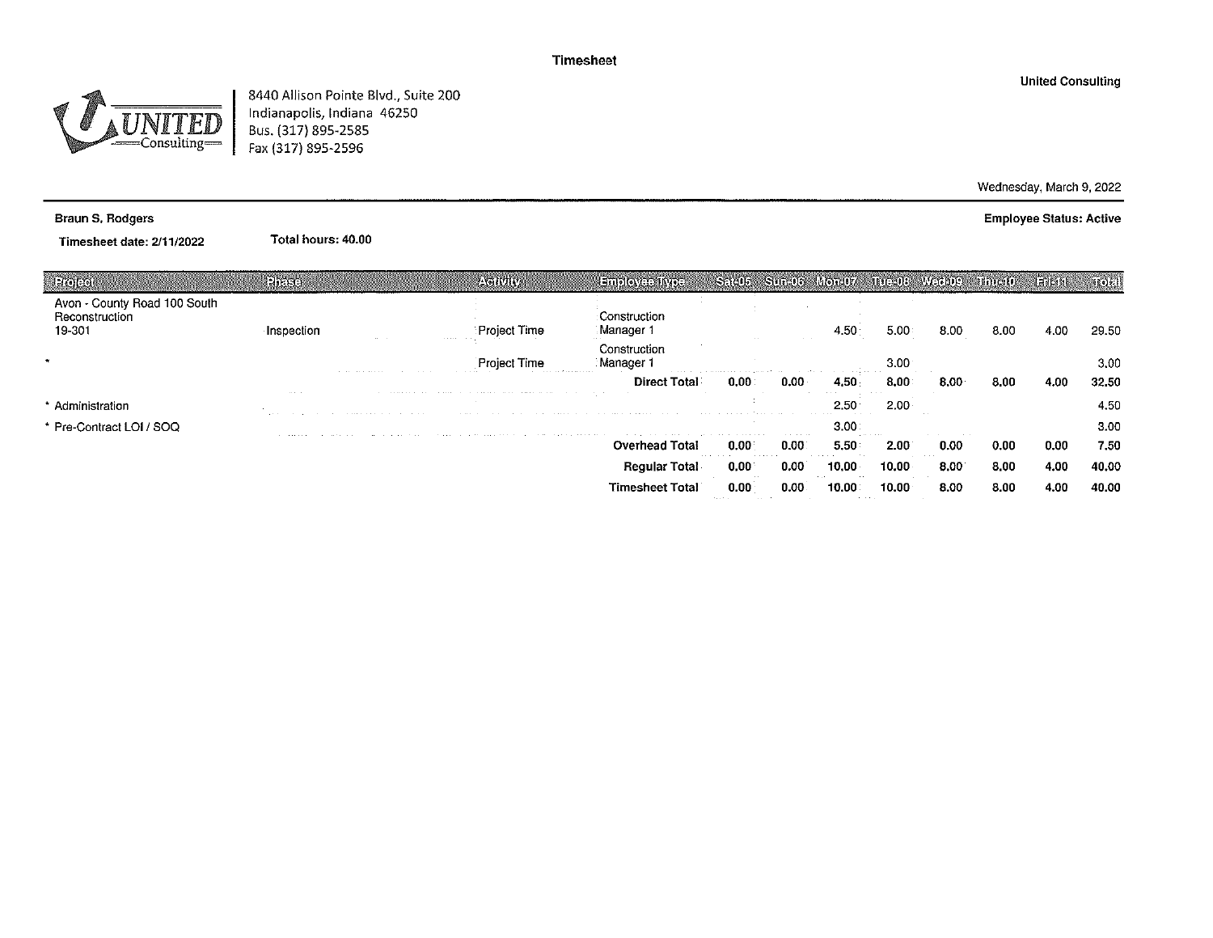# Timesheet

**United Consulting**

UNITED Consulting

8440 Allison Pointe Blvd., Suite 200
Indianapolis, Indiana 46250
Bus. (317) 895-2585
Fax (317) 895-2596

Wednesday, March 9, 2022

**Braun S. Rodgers**

**Employee Status: Active**

**Timesheet date: 2/11/2022** **Total hours: 40.00**

| Project | Phase | Activity | Employee Type | Sat-05 | Sun-06 | Mon-07 | Tue-08 | Wed-09 | Thu-10 | Fri-11 | Total |
|---|---|---|---|---|---|---|---|---|---|---|---|
| Avon - County Road 100 South Reconstruction 19-301 | Inspection | Project Time | Construction Manager 1 | | | 4.50 | 5.00 | 8.00 | 8.00 | 4.00 | 29.50 |
| * | | Project Time | Construction Manager 1 | | | | 3.00 | | | | 3.00 |
| | | | **Direct Total** | **0.00** | **0.00** | **4.50** | **8.00** | **8.00** | **8.00** | **4.00** | **32.50** |
| * Administration | | | | | | 2.50 | 2.00 | | | | 4.50 |
| * Pre-Contract LOI / SOQ | | | | | | 3.00 | | | | | 3.00 |
| | | | **Overhead Total** | **0.00** | **0.00** | **5.50** | **2.00** | **0.00** | **0.00** | **0.00** | **7.50** |
| | | | **Regular Total** | **0.00** | **0.00** | **10.00** | **10.00** | **8.00** | **8.00** | **4.00** | **40.00** |
| | | | **Timesheet Total** | **0.00** | **0.00** | **10.00** | **10.00** | **8.00** | **8.00** | **4.00** | **40.00** |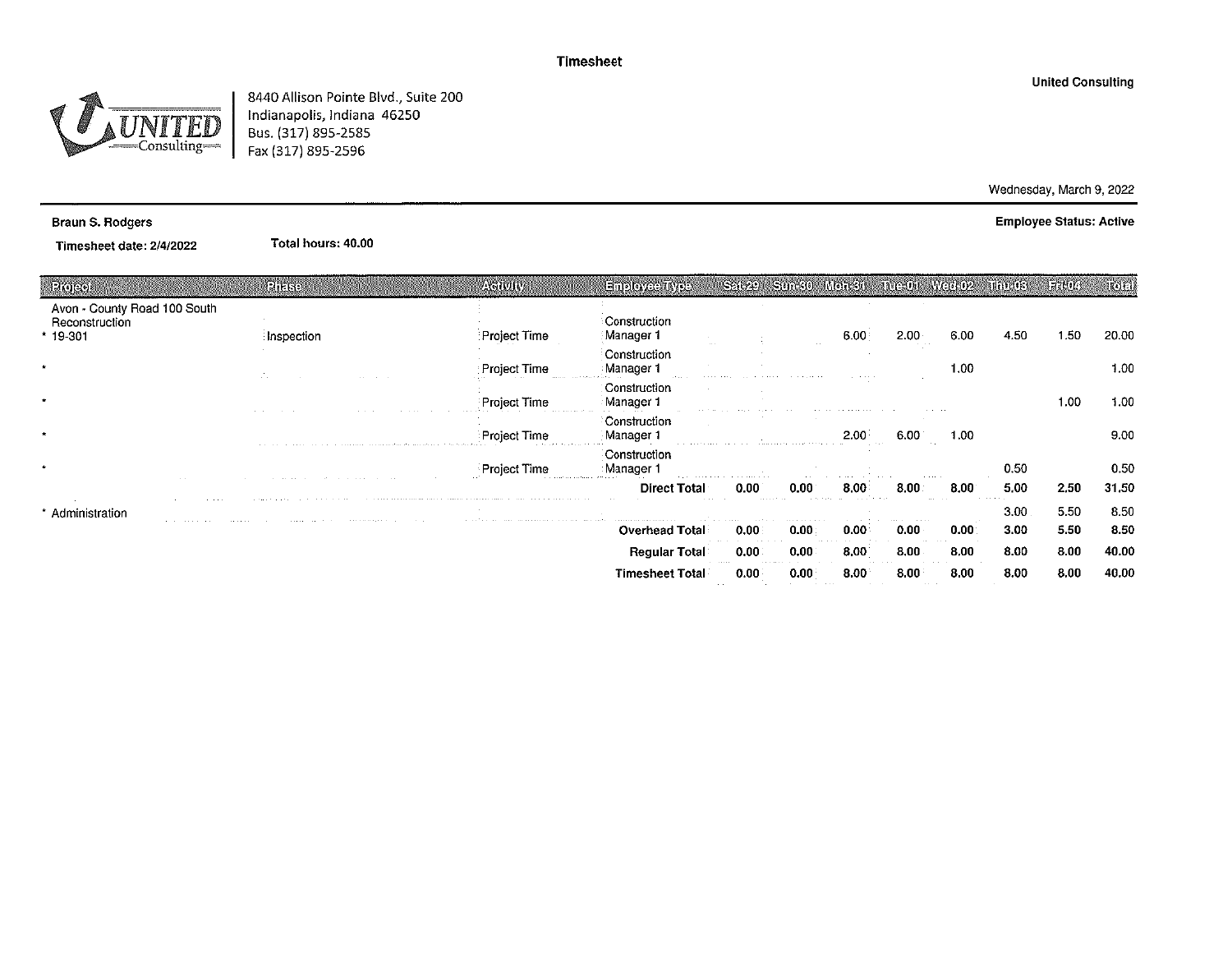# Timesheet

United Consulting

8440 Allison Pointe Blvd., Suite 200
Indianapolis, Indiana 46250
Bus. (317) 895-2585
Fax (317) 895-2596

Wednesday, March 9, 2022

**Braun S. Rodgers**

**Employee Status: Active**

**Timesheet date: 2/4/2022** **Total hours: 40.00**

| Project | Phase | Activity | Employee Type | Sat-29 | Sun-30 | Mon-31 | Tue-01 | Wed-02 | Thu-03 | Fri-04 | Total |
|---|---|---|---|---|---|---|---|---|---|---|---|
| Avon - County Road 100 South Reconstruction * 19-301 | Inspection | Project Time | Construction Manager 1 | | | 6.00 | 2.00 | 6.00 | 4.50 | 1.50 | 20.00 |
| * | | Project Time | Construction Manager 1 | | | | | 1.00 | | | 1.00 |
| * | | Project Time | Construction Manager 1 | | | | | | | 1.00 | 1.00 |
| * | | Project Time | Construction Manager 1 | | | 2.00 | 6.00 | 1.00 | | | 9.00 |
| * | | Project Time | Construction Manager 1 | | | | | | 0.50 | | 0.50 |
| | | | **Direct Total** | **0.00** | **0.00** | **8.00** | **8.00** | **8.00** | **5.00** | **2.50** | **31.50** |
| * Administration | | | | | | | | | 3.00 | 5.50 | 8.50 |
| | | | **Overhead Total** | **0.00** | **0.00** | **0.00** | **0.00** | **0.00** | **3.00** | **5.50** | **8.50** |
| | | | **Regular Total** | **0.00** | **0.00** | **8.00** | **8.00** | **8.00** | **8.00** | **8.00** | **40.00** |
| | | | **Timesheet Total** | **0.00** | **0.00** | **8.00** | **8.00** | **8.00** | **8.00** | **8.00** | **40.00** |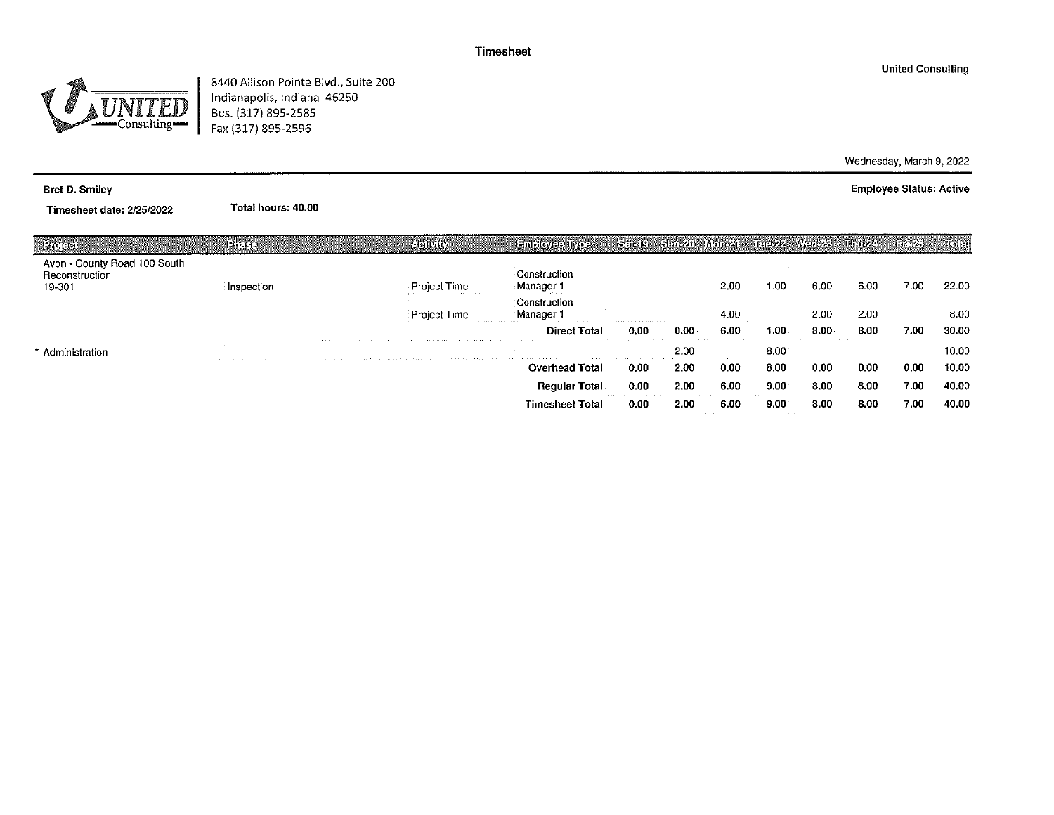# Timesheet

United Consulting

8440 Allison Pointe Blvd., Suite 200
Indianapolis, Indiana 46250
Bus. (317) 895-2585
Fax (317) 895-2596

Wednesday, March 9, 2022

**Bret D. Smiley**

**Employee Status: Active**

**Timesheet date: 2/25/2022** **Total hours: 40.00**

| Project | Phase | Activity | Employee Type | Sat-19 | Sun-20 | Mon-21 | Tue-22 | Wed-23 | Thu-24 | Fri-25 | Total |
|---|---|---|---|---|---|---|---|---|---|---|---|
| Avon - County Road 100 South Reconstruction 19-301 | Inspection | Project Time | Construction Manager 1 | | | 2.00 | 1.00 | 6.00 | 6.00 | 7.00 | 22.00 |
| | | Project Time | Construction Manager 1 | | | 4.00 | | 2.00 | 2.00 | | 8.00 |
| | | | **Direct Total** | **0.00** | **0.00** | **6.00** | **1.00** | **8.00** | **8.00** | **7.00** | **30.00** |
| * Administration | | | | | 2.00 | | 8.00 | | | | 10.00 |
| | | | **Overhead Total** | **0.00** | **2.00** | **0.00** | **8.00** | **0.00** | **0.00** | **0.00** | **10.00** |
| | | | **Regular Total** | **0.00** | **2.00** | **6.00** | **9.00** | **8.00** | **8.00** | **7.00** | **40.00** |
| | | | **Timesheet Total** | **0.00** | **2.00** | **6.00** | **9.00** | **8.00** | **8.00** | **7.00** | **40.00** |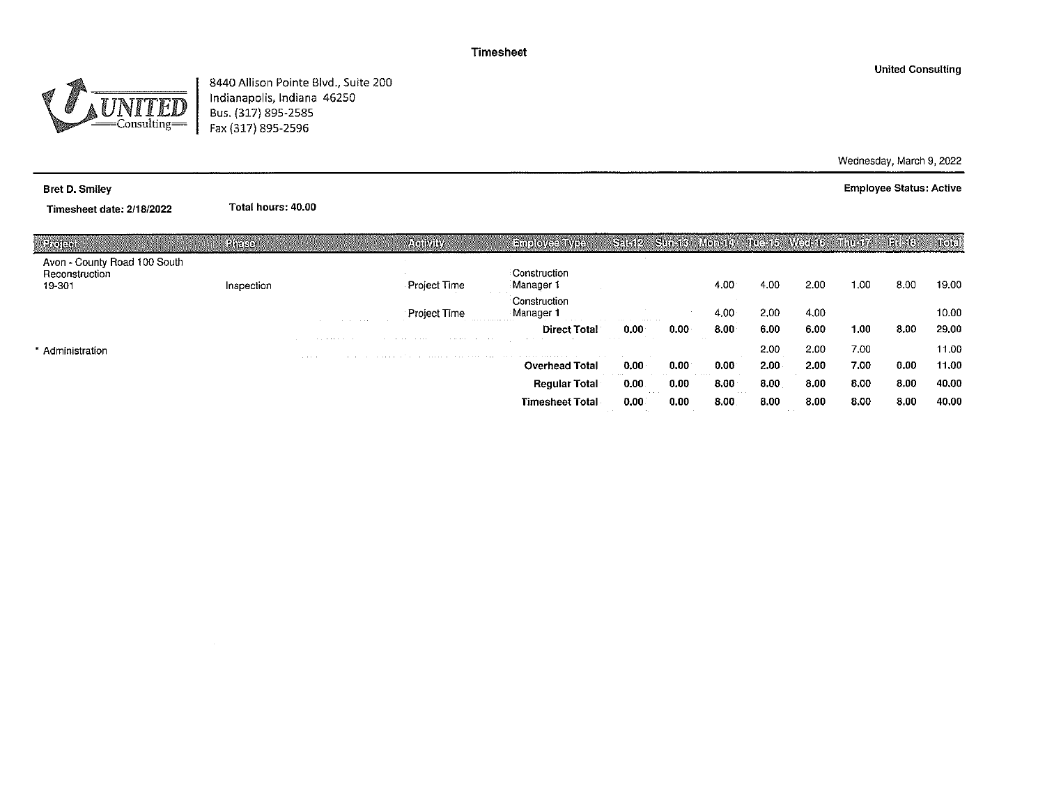# Timesheet

United Consulting

8440 Allison Pointe Blvd., Suite 200
Indianapolis, Indiana 46250
Bus. (317) 895-2585
Fax (317) 895-2596

Wednesday, March 9, 2022

**Bret D. Smiley**

**Employee Status: Active**

**Timesheet date: 2/18/2022** **Total hours: 40.00**

| Project | Phase | Activity | Employee Type | Sat-12 | Sun-13 | Mon-14 | Tue-15 | Wed-16 | Thu-17 | Fri-18 | Total |
|---|---|---|---|---|---|---|---|---|---|---|---|
| Avon - County Road 100 South Reconstruction 19-301 | Inspection | Project Time | Construction Manager 1 | | | 4.00 | 4.00 | 2.00 | 1.00 | 8.00 | 19.00 |
| | | Project Time | Construction Manager 1 | | | 4.00 | 2.00 | 4.00 | | | 10.00 |
| | | | **Direct Total** | **0.00** | **0.00** | **8.00** | **6.00** | **6.00** | **1.00** | **8.00** | **29.00** |
| * Administration | | | | | | | 2.00 | 2.00 | 7.00 | | 11.00 |
| | | | **Overhead Total** | **0.00** | **0.00** | **0.00** | **2.00** | **2.00** | **7.00** | **0.00** | **11.00** |
| | | | **Regular Total** | **0.00** | **0.00** | **8.00** | **8.00** | **8.00** | **8.00** | **8.00** | **40.00** |
| | | | **Timesheet Total** | **0.00** | **0.00** | **8.00** | **8.00** | **8.00** | **8.00** | **8.00** | **40.00** |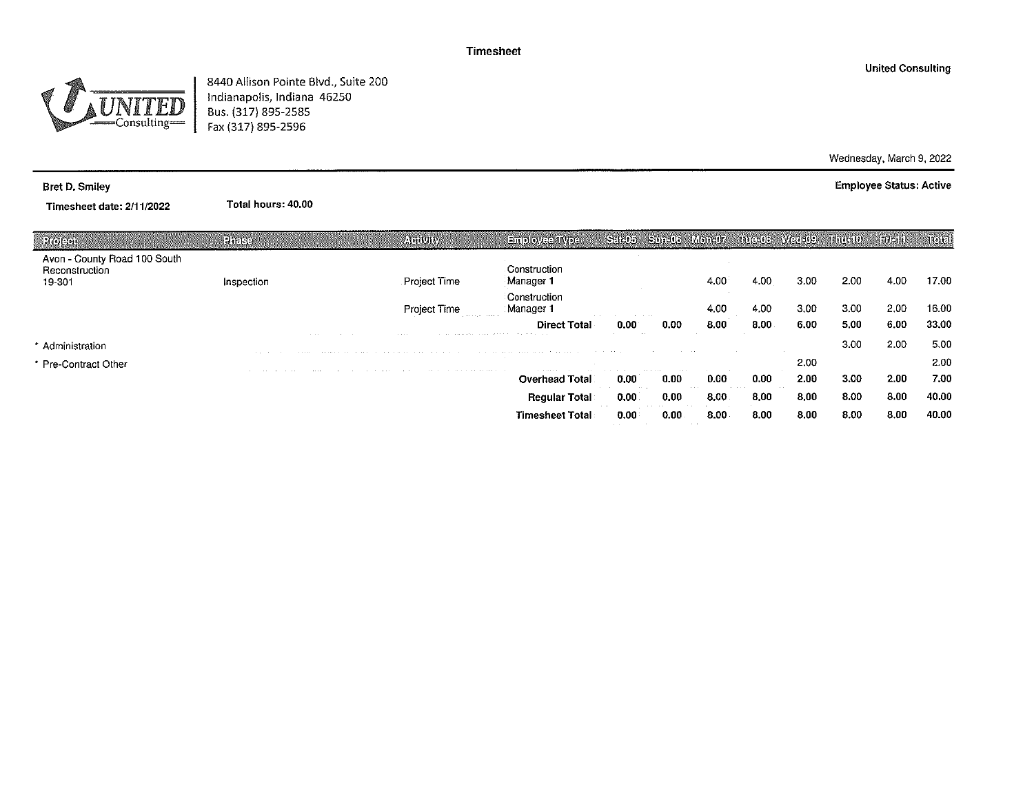# Timesheet

United Consulting

8440 Allison Pointe Blvd., Suite 200
Indianapolis, Indiana 46250
Bus. (317) 895-2585
Fax (317) 895-2596

Wednesday, March 9, 2022

**Bret D. Smiley**

**Employee Status: Active**

**Timesheet date: 2/11/2022** **Total hours: 40.00**

| Project | Phase | Activity | Employee Type | Sat-05 | Sun-06 | Mon-07 | Tue-08 | Wed-09 | Thu-10 | Fri-11 | Total |
|---|---|---|---|---|---|---|---|---|---|---|---|
| Avon - County Road 100 South Reconstruction 19-301 | Inspection | Project Time | Construction Manager 1 | | | 4.00 | 4.00 | 3.00 | 2.00 | 4.00 | 17.00 |
| | | Project Time | Construction Manager 1 | | | 4.00 | 4.00 | 3.00 | 3.00 | 2.00 | 16.00 |
| | | | **Direct Total** | **0.00** | **0.00** | **8.00** | **8.00** | **6.00** | **5.00** | **6.00** | **33.00** |
| * Administration | | | | | | | | | 3.00 | 2.00 | 5.00 |
| * Pre-Contract Other | | | | | | | | 2.00 | | | 2.00 |
| | | | **Overhead Total** | **0.00** | **0.00** | **0.00** | **0.00** | **2.00** | **3.00** | **2.00** | **7.00** |
| | | | **Regular Total** | **0.00** | **0.00** | **8.00** | **8.00** | **8.00** | **8.00** | **8.00** | **40.00** |
| | | | **Timesheet Total** | **0.00** | **0.00** | **8.00** | **8.00** | **8.00** | **8.00** | **8.00** | **40.00** |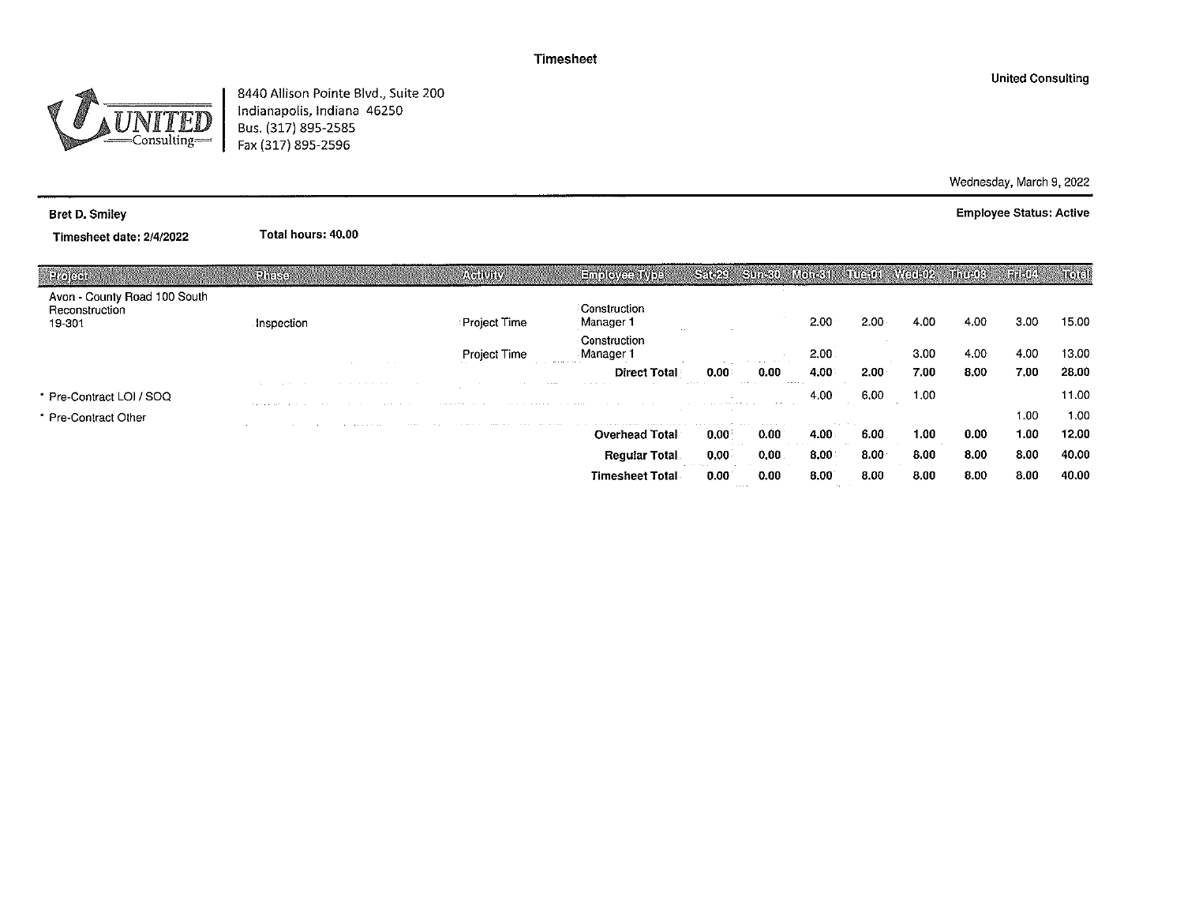# Timesheet

**United Consulting**

UNITED Consulting

8440 Allison Pointe Blvd., Suite 200
Indianapolis, Indiana 46250
Bus. (317) 895-2585
Fax (317) 895-2596

Wednesday, March 9, 2022

**Bret D. Smiley**

**Employee Status: Active**

**Timesheet date: 2/4/2022** **Total hours: 40.00**

| Project | Phase | Activity | Employee Type | Sat-29 | Sun-30 | Mon-31 | Tue-01 | Wed-02 | Thu-03 | Fri-04 | Total |
|---|---|---|---|---|---|---|---|---|---|---|---|
| Avon - County Road 100 South Reconstruction 19-301 | Inspection | Project Time | Construction Manager 1 | | | 2.00 | 2.00 | 4.00 | 4.00 | 3.00 | 15.00 |
| | | Project Time | Construction Manager 1 | | | 2.00 | | 3.00 | 4.00 | 4.00 | 13.00 |
| | | | **Direct Total** | **0.00** | **0.00** | **4.00** | **2.00** | **7.00** | **8.00** | **7.00** | **28.00** |
| * Pre-Contract LOI / SOQ | | | | | | 4.00 | 6.00 | 1.00 | | | 11.00 |
| * Pre-Contract Other | | | | | | | | | | 1.00 | 1.00 |
| | | | **Overhead Total** | **0.00** | **0.00** | **4.00** | **6.00** | **1.00** | **0.00** | **1.00** | **12.00** |
| | | | **Regular Total** | **0.00** | **0.00** | **8.00** | **8.00** | **8.00** | **8.00** | **8.00** | **40.00** |
| | | | **Timesheet Total** | **0.00** | **0.00** | **8.00** | **8.00** | **8.00** | **8.00** | **8.00** | **40.00** |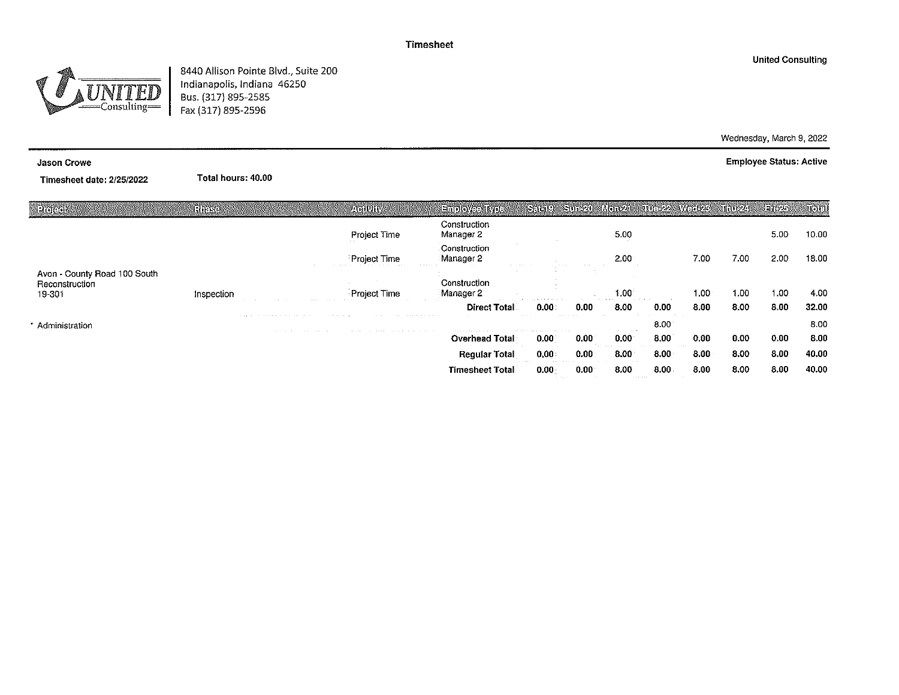# Timesheet

United Consulting

8440 Allison Pointe Blvd., Suite 200
Indianapolis, Indiana 46250
Bus. (317) 895-2585
Fax (317) 895-2596

Wednesday, March 9, 2022

**Jason Crowe**

**Employee Status: Active**

**Timesheet date: 2/25/2022** **Total hours: 40.00**

| Project | Phase | Activity | Employee Type | Sat 19 | Sun 20 | Mon 21 | Tue 22 | Wed 23 | Thu 24 | Fri 25 | Total |
|---|---|---|---|---|---|---|---|---|---|---|---|
| | | Project Time | Construction Manager 2 | | | 5.00 | | | | 5.00 | 10.00 |
| | | Project Time | Construction Manager 2 | | | 2.00 | | 7.00 | 7.00 | 2.00 | 18.00 |
| Avon - County Road 100 South Reconstruction 19-301 | Inspection | Project Time | Construction Manager 2 | | | 1.00 | | 1.00 | 1.00 | 1.00 | 4.00 |
| | | | **Direct Total** | 0.00 | 0.00 | 8.00 | 0.00 | 8.00 | 8.00 | 8.00 | 32.00 |
| * Administration | | | | | | | 8.00 | | | | 8.00 |
| | | | **Overhead Total** | 0.00 | 0.00 | 0.00 | 8.00 | 0.00 | 0.00 | 0.00 | 8.00 |
| | | | **Regular Total** | 0.00 | 0.00 | 8.00 | 8.00 | 8.00 | 8.00 | 8.00 | 40.00 |
| | | | **Timesheet Total** | 0.00 | 0.00 | 8.00 | 8.00 | 8.00 | 8.00 | 8.00 | 40.00 |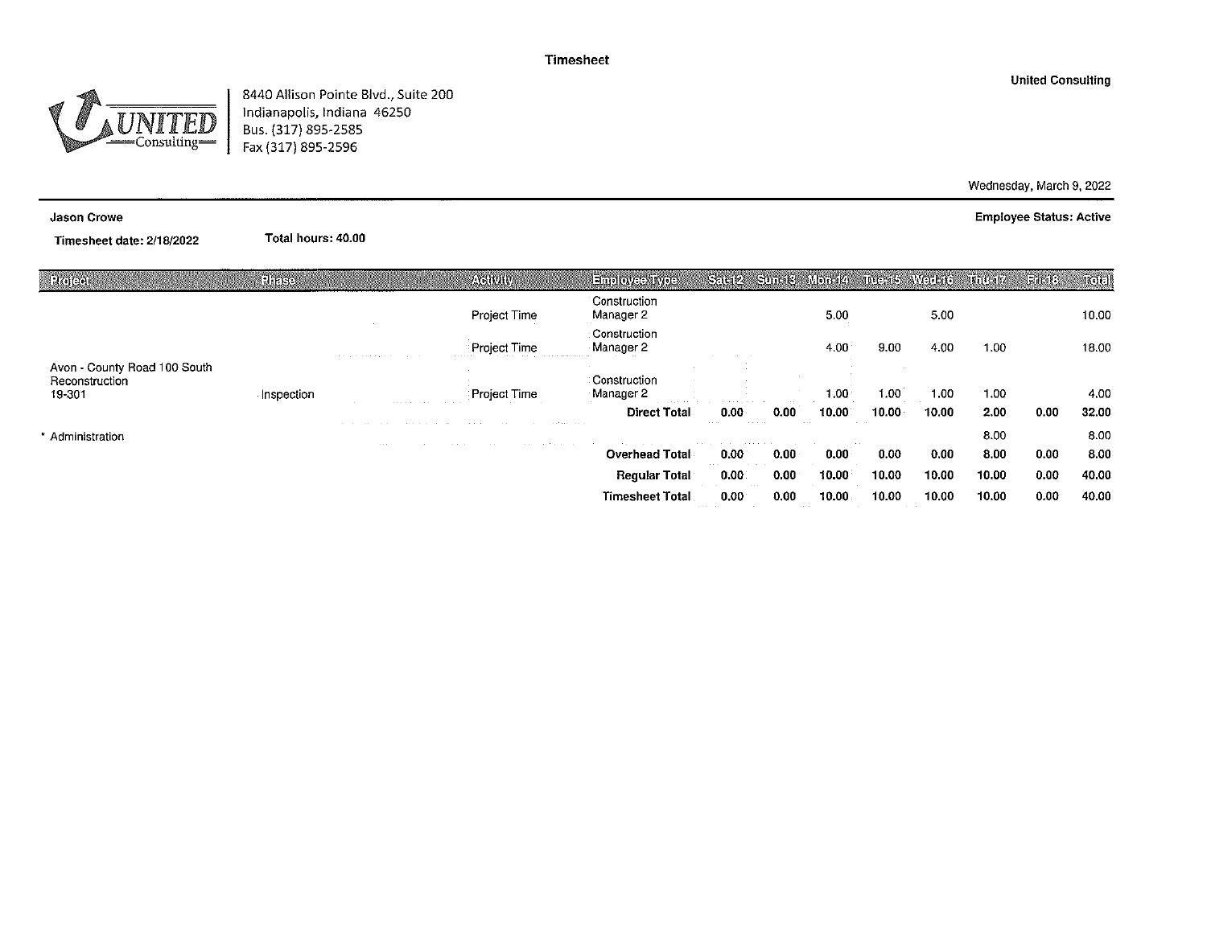**Timesheet**

**United Consulting**

UNITED Consulting

8440 Allison Pointe Blvd., Suite 200
Indianapolis, Indiana 46250
Bus. (317) 895-2585
Fax (317) 895-2596

Wednesday, March 9, 2022

**Jason Crowe** — **Employee Status: Active**

**Timesheet date: 2/18/2022** — **Total hours: 40.00**

| Project | Phase | Activity | Employee Type | Sat-12 | Sun-13 | Mon-14 | Tue-15 | Wed-16 | Thu-17 | Fri-18 | Total |
|---|---|---|---|---|---|---|---|---|---|---|---|
| | | Project Time | Construction Manager 2 | | | 5.00 | | 5.00 | | | 10.00 |
| | | Project Time | Construction Manager 2 | | | 4.00 | 9.00 | 4.00 | 1.00 | | 18.00 |
| Avon - County Road 100 South Reconstruction 19-301 | Inspection | Project Time | Construction Manager 2 | | | 1.00 | 1.00 | 1.00 | 1.00 | | 4.00 |
| | | | **Direct Total** | **0.00** | **0.00** | **10.00** | **10.00** | **10.00** | **2.00** | **0.00** | **32.00** |
| * Administration | | | | | | | | | 8.00 | | 8.00 |
| | | | **Overhead Total** | **0.00** | **0.00** | **0.00** | **0.00** | **0.00** | **8.00** | **0.00** | **8.00** |
| | | | **Regular Total** | **0.00** | **0.00** | **10.00** | **10.00** | **10.00** | **10.00** | **0.00** | **40.00** |
| | | | **Timesheet Total** | **0.00** | **0.00** | **10.00** | **10.00** | **10.00** | **10.00** | **0.00** | **40.00** |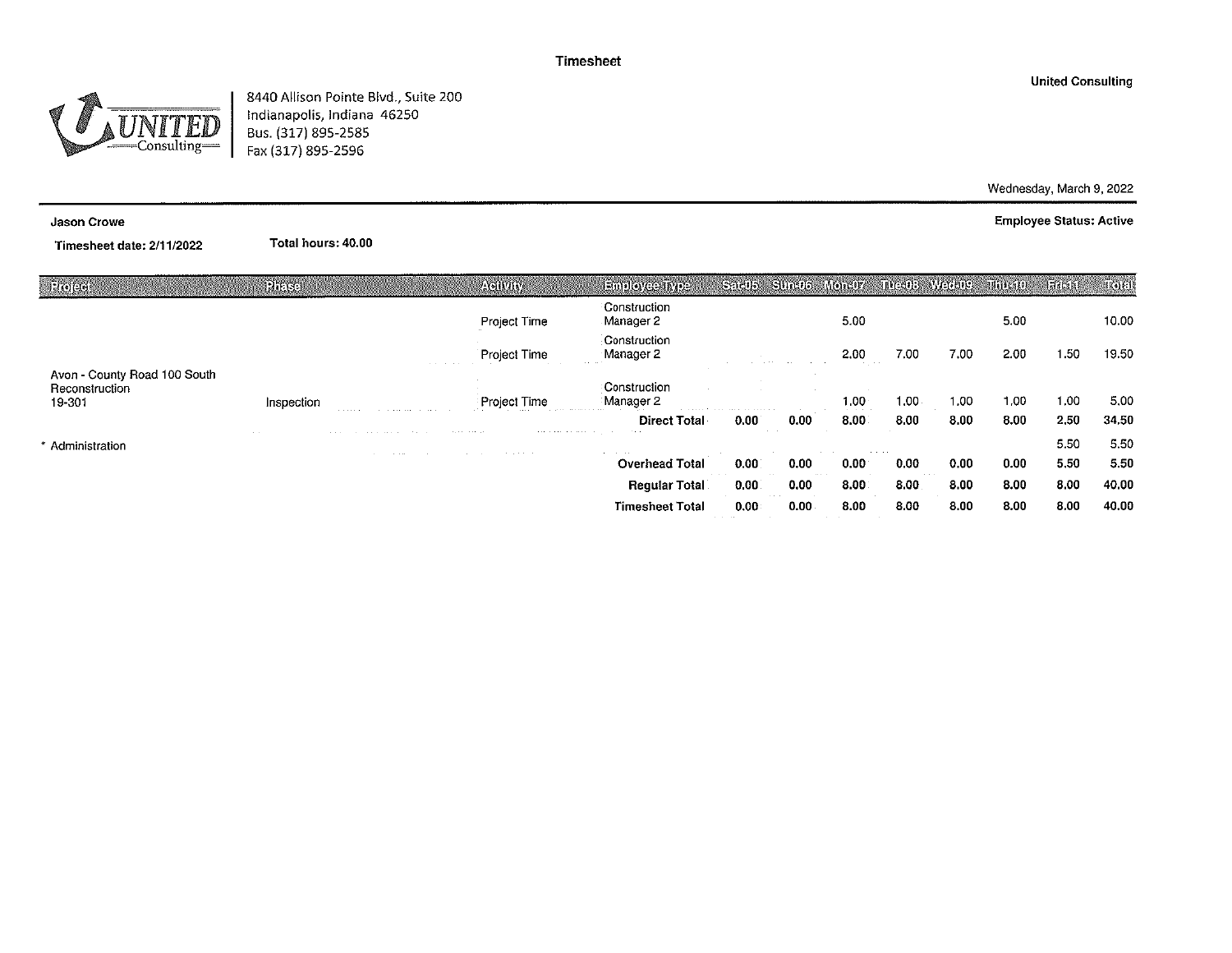# Timesheet

United Consulting

UNITED Consulting

8440 Allison Pointe Blvd., Suite 200
Indianapolis, Indiana 46250
Bus. (317) 895-2585
Fax (317) 895-2596

Wednesday, March 9, 2022

**Jason Crowe**

**Employee Status: Active**

**Timesheet date: 2/11/2022**

**Total hours: 40.00**

| Project | Phase | Activity | Employee Type | Sat-05 | Sun-06 | Mon-07 | Tue-08 | Wed-09 | Thu-10 | Fri-11 | Total |
|---|---|---|---|---|---|---|---|---|---|---|---|
| | | Project Time | Construction Manager 2 | | | 5.00 | | | 5.00 | | 10.00 |
| | | Project Time | Construction Manager 2 | | | 2.00 | 7.00 | 7.00 | 2.00 | 1.50 | 19.50 |
| Avon - County Road 100 South Reconstruction 19-301 | Inspection | Project Time | Construction Manager 2 | | | 1.00 | 1.00 | 1.00 | 1.00 | 1.00 | 5.00 |
| | | | **Direct Total** | 0.00 | 0.00 | 8.00 | 8.00 | 8.00 | 8.00 | 2.50 | 34.50 |
| * Administration | | | | | | | | | | 5.50 | 5.50 |
| | | | **Overhead Total** | 0.00 | 0.00 | 0.00 | 0.00 | 0.00 | 0.00 | 5.50 | 5.50 |
| | | | **Regular Total** | 0.00 | 0.00 | 8.00 | 8.00 | 8.00 | 8.00 | 8.00 | 40.00 |
| | | | **Timesheet Total** | 0.00 | 0.00 | 8.00 | 8.00 | 8.00 | 8.00 | 8.00 | 40.00 |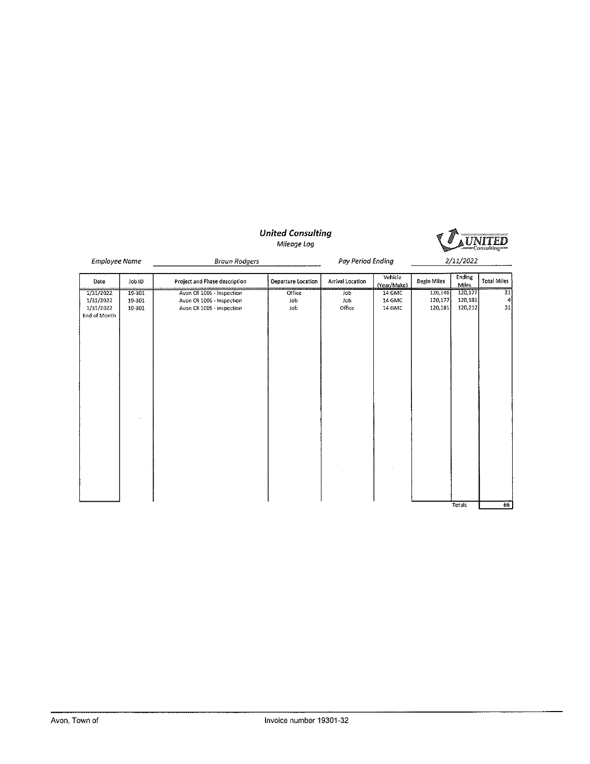# United Consulting

*Mileage Log*

*Employee Name* Braun Rodgers *Pay Period Ending* 2/11/2022

| Date | Job ID | Project and Phase description | Departure Location | Arrival Location | Vehicle (Year/Make) | Begin Miles | Ending Miles | Total Miles |
|---|---|---|---|---|---|---|---|---|
| 1/31/2022 | 19-301 | Avon CR 100S - Inspection | Office | Job | 14 GMC | 120,146 | 120,177 | 31 |
| 1/31/2022 | 19-301 | Avon CR 100S - Inspection | Job | Job | 14 GMC | 120,177 | 120,181 | 4 |
| 1/31/2022 | 19-301 | Avon CR 100S - Inspection | Job | Office | 14 GMC | 120,181 | 120,212 | 31 |
| End of Month | | | | | | | | |
| | | | | | | | Totals | 66 |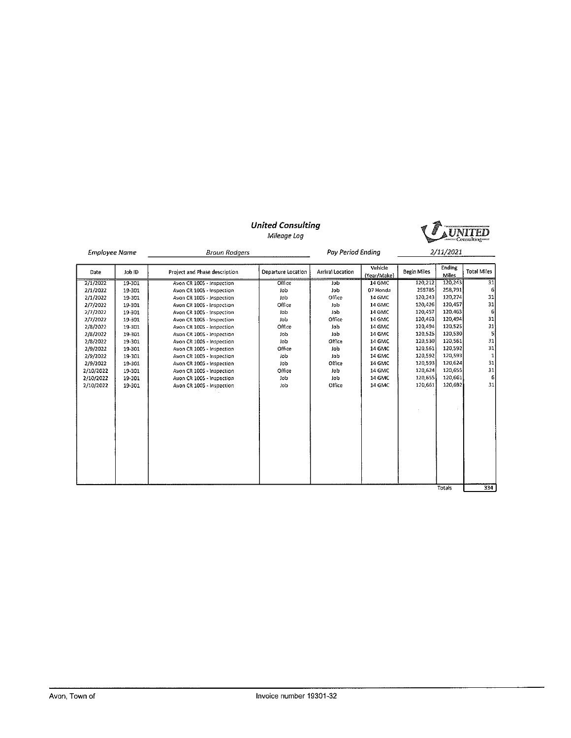# United Consulting

*Mileage Log*

*Employee Name* Braun Rodgers *Pay Period Ending* 2/11/2021

| Date | Job ID | Project and Phase description | Departure Location | Arrival Location | Vehicle (Year/Make) | Begin Miles | Ending Miles | Total Miles |
|---|---|---|---|---|---|---|---|---|
| 2/1/2022 | 19-301 | Avon CR 100S - Inspection | Office | Job | 14 GMC | 120,212 | 120,243 | 31 |
| 2/1/2022 | 19-301 | Avon CR 100S - Inspection | Job | Job | 07 Honda | 258785 | 258,791 | 6 |
| 2/1/2022 | 19-301 | Avon CR 100S - Inspection | Job | Office | 14 GMC | 120,243 | 120,274 | 31 |
| 2/7/2022 | 19-301 | Avon CR 100S - Inspection | Office | Job | 14 GMC | 120,426 | 120,457 | 31 |
| 2/7/2022 | 19-301 | Avon CR 100S - Inspection | Job | Job | 14 GMC | 120,457 | 120,463 | 6 |
| 2/7/2022 | 19-301 | Avon CR 100S - Inspection | Job | Office | 14 GMC | 120,463 | 120,494 | 31 |
| 2/8/2022 | 19-301 | Avon CR 100S - Inspection | Office | Job | 14 GMC | 120,494 | 120,525 | 31 |
| 2/8/2022 | 19-301 | Avon CR 100S - Inspection | Job | Job | 14 GMC | 120,525 | 120,530 | 5 |
| 2/8/2022 | 19-301 | Avon CR 100S - Inspection | Job | Office | 14 GMC | 120,530 | 120,561 | 31 |
| 2/9/2022 | 19-301 | Avon CR 100S - Inspection | Office | Job | 14 GMC | 120,561 | 120,592 | 31 |
| 2/9/2022 | 19-301 | Avon CR 100S - Inspection | Job | Job | 14 GMC | 120,592 | 120,593 | 1 |
| 2/9/2022 | 19-301 | Avon CR 100S - Inspection | Job | Office | 14 GMC | 120,593 | 120,624 | 31 |
| 2/10/2022 | 19-301 | Avon CR 100S - Inspection | Office | Job | 14 GMC | 120,624 | 120,655 | 31 |
| 2/10/2022 | 19-301 | Avon CR 100S - Inspection | Job | Job | 14 GMC | 120,655 | 120,661 | 6 |
| 2/10/2022 | 19-301 | Avon CR 100S - Inspection | Job | Office | 14 GMC | 120,661 | 120,692 | 31 |
| | | | | | | | Totals | 334 |

Avon, Town of — Invoice number 19301-32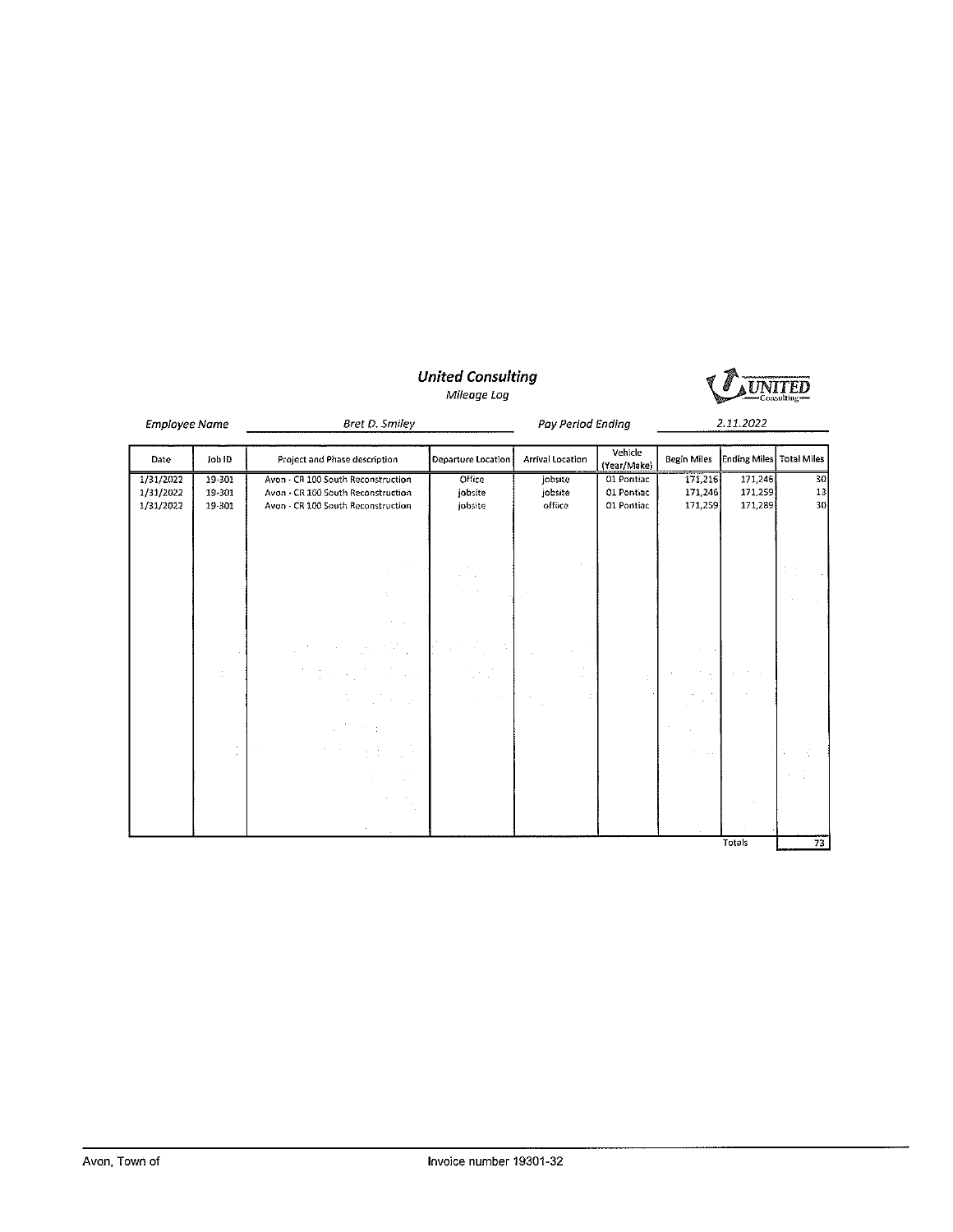## *United Consulting*

*Mileage Log*

*Employee Name* Bret D. Smiley *Pay Period Ending* 2.11.2022

| Date | Job ID | Project and Phase description | Departure Location | Arrival Location | Vehicle (Year/Make) | Begin Miles | Ending Miles | Total Miles |
|---|---|---|---|---|---|---|---|---|
| 1/31/2022 | 19-301 | Avon - CR 100 South Reconstruction | Office | jobsite | 01 Pontiac | 171,216 | 171,246 | 30 |
| 1/31/2022 | 19-301 | Avon - CR 100 South Reconstruction | jobsite | jobsite | 01 Pontiac | 171,246 | 171,259 | 13 |
| 1/31/2022 | 19-301 | Avon - CR 100 South Reconstruction | jobsite | office | 01 Pontiac | 171,259 | 171,289 | 30 |
| | | | | | | | Totals | 73 |

Avon, Town of

Invoice number 19301-32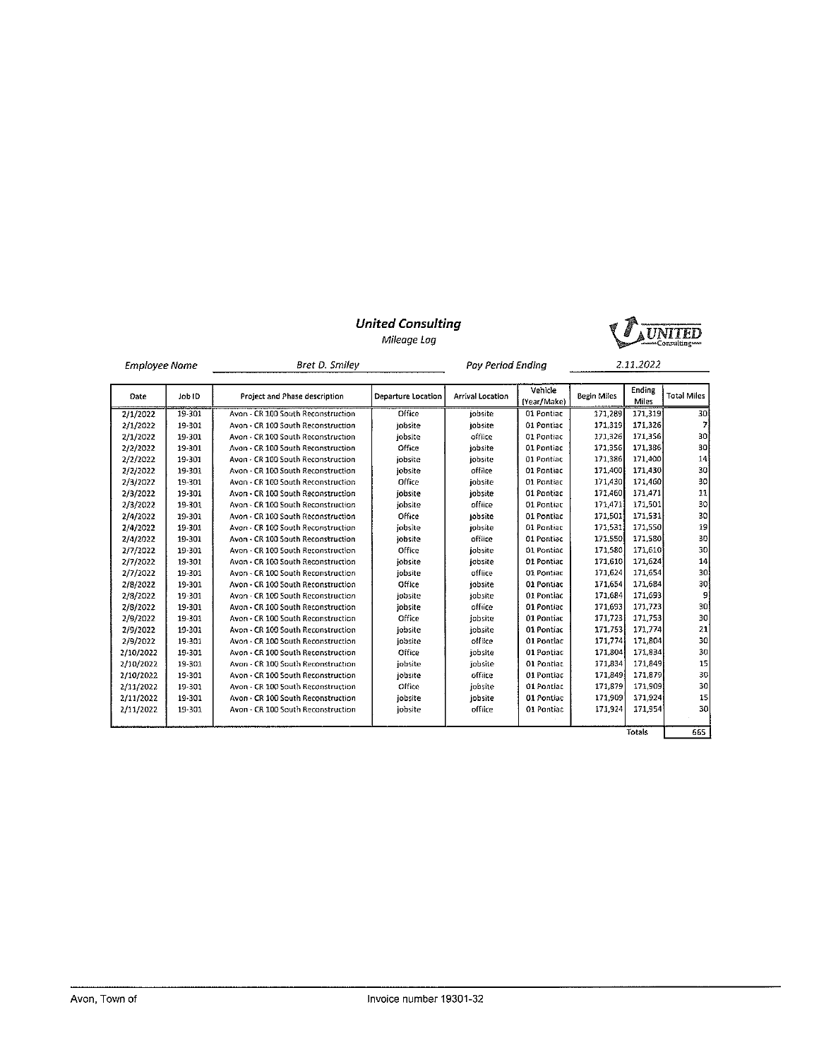# *United Consulting*

*Mileage Log*

*Employee Name* Bret D. Smiley *Pay Period Ending* 2.11.2022

| Date | Job ID | Project and Phase description | Departure Location | Arrival Location | Vehicle (Year/Make) | Begin Miles | Ending Miles | Total Miles |
|---|---|---|---|---|---|---|---|---|
| 2/1/2022 | 19-301 | Avon - CR 100 South Reconstruction | Office | jobsite | 01 Pontiac | 171,289 | 171,319 | 30 |
| 2/1/2022 | 19-301 | Avon - CR 100 South Reconstruction | jobsite | jobsite | 01 Pontiac | 171,319 | 171,326 | 7 |
| 2/1/2022 | 19-301 | Avon - CR 100 South Reconstruction | jobsite | offiice | 01 Pontiac | 171,326 | 171,356 | 30 |
| 2/2/2022 | 19-301 | Avon - CR 100 South Reconstruction | Office | jobsite | 01 Pontiac | 171,356 | 171,386 | 30 |
| 2/2/2022 | 19-301 | Avon - CR 100 South Reconstruction | jobsite | jobsite | 01 Pontiac | 171,386 | 171,400 | 14 |
| 2/2/2022 | 19-301 | Avon - CR 100 South Reconstruction | jobsite | offiice | 01 Pontiac | 171,400 | 171,430 | 30 |
| 2/3/2022 | 19-301 | Avon - CR 100 South Reconstruction | Office | jobsite | 01 Pontiac | 171,430 | 171,460 | 30 |
| 2/3/2022 | 19-301 | Avon - CR 100 South Reconstruction | jobsite | jobsite | 01 Pontiac | 171,460 | 171,471 | 11 |
| 2/3/2022 | 19-301 | Avon - CR 100 South Reconstruction | jobsite | offiice | 01 Pontiac | 171,471 | 171,501 | 30 |
| 2/4/2022 | 19-301 | Avon - CR 100 South Reconstruction | Office | jobsite | 01 Pontiac | 171,501 | 171,531 | 30 |
| 2/4/2022 | 19-301 | Avon - CR 100 South Reconstruction | jobsite | jobsite | 01 Pontiac | 171,531 | 171,550 | 19 |
| 2/4/2022 | 19-301 | Avon - CR 100 South Reconstruction | jobsite | offiice | 01 Pontiac | 171,550 | 171,580 | 30 |
| 2/7/2022 | 19-301 | Avon - CR 100 South Reconstruction | Office | jobsite | 01 Pontiac | 171,580 | 171,610 | 30 |
| 2/7/2022 | 19-301 | Avon - CR 100 South Reconstruction | jobsite | jobsite | 01 Pontiac | 171,610 | 171,624 | 14 |
| 2/7/2022 | 19-301 | Avon - CR 100 South Reconstruction | jobsite | offiice | 01 Pontiac | 171,624 | 171,654 | 30 |
| 2/8/2022 | 19-301 | Avon - CR 100 South Reconstruction | Office | jobsite | 01 Pontiac | 171,654 | 171,684 | 30 |
| 2/8/2022 | 19-301 | Avon - CR 100 South Reconstruction | jobsite | jobsite | 01 Pontiac | 171,684 | 171,693 | 9 |
| 2/8/2022 | 19-301 | Avon - CR 100 South Reconstruction | jobsite | offiice | 01 Pontiac | 171,693 | 171,723 | 30 |
| 2/9/2022 | 19-301 | Avon - CR 100 South Reconstruction | Office | jobsite | 01 Pontiac | 171,723 | 171,753 | 30 |
| 2/9/2022 | 19-301 | Avon - CR 100 South Reconstruction | jobsite | jobsite | 01 Pontiac | 171,753 | 171,774 | 21 |
| 2/9/2022 | 19-301 | Avon - CR 100 South Reconstruction | jobsite | offiice | 01 Pontiac | 171,774 | 171,804 | 30 |
| 2/10/2022 | 19-301 | Avon - CR 100 South Reconstruction | Office | jobsite | 01 Pontiac | 171,804 | 171,834 | 30 |
| 2/10/2022 | 19-301 | Avon - CR 100 South Reconstruction | jobsite | jobsite | 01 Pontiac | 171,834 | 171,849 | 15 |
| 2/10/2022 | 19-301 | Avon - CR 100 South Reconstruction | jobsite | offiice | 01 Pontiac | 171,849 | 171,879 | 30 |
| 2/11/2022 | 19-301 | Avon - CR 100 South Reconstruction | Office | jobsite | 01 Pontiac | 171,879 | 171,909 | 30 |
| 2/11/2022 | 19-301 | Avon - CR 100 South Reconstruction | jobsite | jobsite | 01 Pontiac | 171,909 | 171,924 | 15 |
| 2/11/2022 | 19-301 | Avon - CR 100 South Reconstruction | jobsite | offiice | 01 Pontiac | 171,924 | 171,954 | 30 |
| | | | | | | | Totals | 665 |

Avon, Town of

Invoice number 19301-32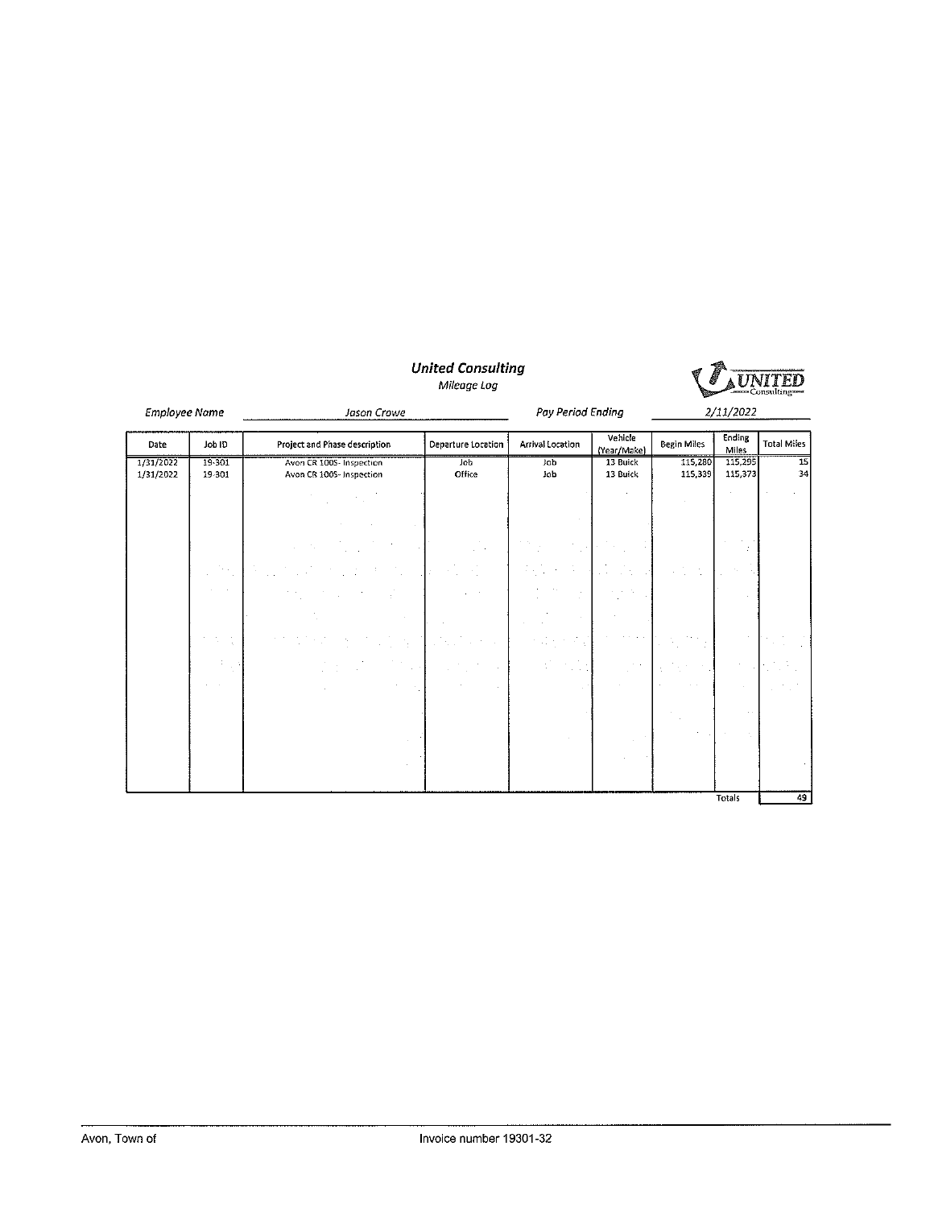# United Consulting

*Mileage Log*

*Employee Name* Jason Crowe *Pay Period Ending* 2/11/2022

| Date | Job ID | Project and Phase description | Departure Location | Arrival Location | Vehicle (Year/Make) | Begin Miles | Ending Miles | Total Miles |
|---|---|---|---|---|---|---|---|---|
| 1/31/2022 | 19-301 | Avon CR 100S- Inspection | Job | Job | 13 Buick | 115,280 | 115,295 | 15 |
| 1/31/2022 | 19-301 | Avon CR 100S- Inspection | Office | Job | 13 Buick | 115,339 | 115,373 | 34 |
| | | | | | | | Totals | 49 |

Avon, Town of

Invoice number 19301-32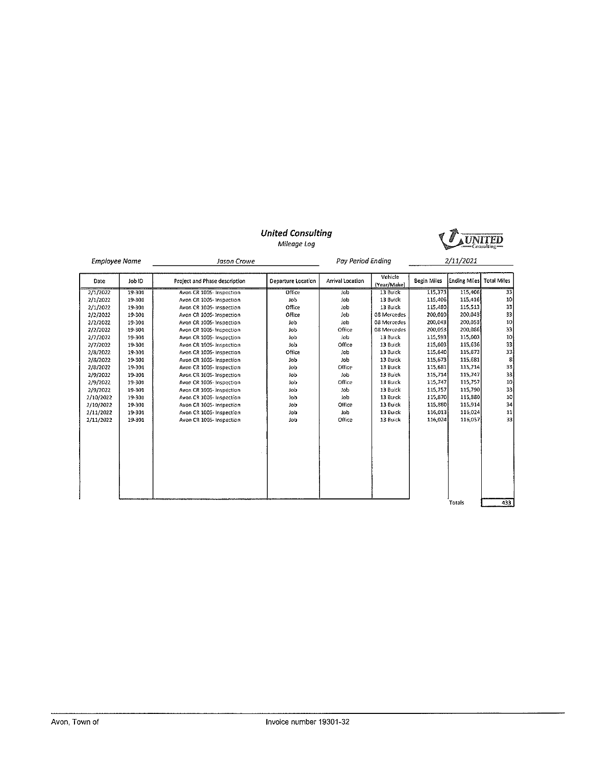# United Consulting

*Mileage Log*

*Employee Name* Jason Crowe *Pay Period Ending* 2/11/2021

| Date | Job ID | Project and Phase description | Departure Location | Arrival Location | Vehicle (Year/Make) | Begin Miles | Ending Miles | Total Miles |
|---|---|---|---|---|---|---|---|---|
| 2/1/2022 | 19-301 | Avon CR 100S- Inspection | Office | Job | 13 Buick | 115,373 | 115,406 | 33 |
| 2/1/2022 | 19-301 | Avon CR 100S- Inspection | Job | Job | 13 Buick | 115,406 | 115,416 | 10 |
| 2/1/2022 | 19-301 | Avon CR 100S- Inspection | Office | Job | 13 Buick | 115,480 | 115,513 | 33 |
| 2/2/2022 | 19-301 | Avon CR 100S- Inspection | Office | Job | 08 Mercedes | 200,010 | 200,043 | 33 |
| 2/2/2022 | 19-301 | Avon CR 100S- Inspection | Job | Job | 08 Mercedes | 200,043 | 200,053 | 10 |
| 2/2/2022 | 19-301 | Avon CR 100S- Inspection | Job | Office | 08 Mercedes | 200,053 | 200,086 | 33 |
| 2/7/2022 | 19-301 | Avon CR 100S- Inspection | Job | Job | 13 Buick | 115,593 | 115,603 | 10 |
| 2/7/2022 | 19-301 | Avon CR 100S- Inspection | Job | Office | 13 Buick | 115,603 | 115,636 | 33 |
| 2/8/2022 | 19-301 | Avon CR 100S- Inspection | Office | Job | 13 Buick | 115,640 | 115,673 | 33 |
| 2/8/2022 | 19-301 | Avon CR 100S- Inspection | Job | Job | 13 Buick | 115,673 | 115,681 | 8 |
| 2/8/2022 | 19-301 | Avon CR 100S- Inspection | Job | Office | 13 Buick | 115,681 | 115,714 | 33 |
| 2/9/2022 | 19-301 | Avon CR 100S- Inspection | Job | Job | 13 Buick | 115,714 | 115,747 | 33 |
| 2/9/2022 | 19-301 | Avon CR 100S- Inspection | Job | Office | 13 Buick | 115,747 | 115,757 | 10 |
| 2/9/2022 | 19-301 | Avon CR 100S- Inspection | Job | Job | 13 Buick | 115,757 | 115,790 | 33 |
| 2/10/2022 | 19-301 | Avon CR 100S- Inspection | Job | Job | 13 Buick | 115,870 | 115,880 | 10 |
| 2/10/2022 | 19-301 | Avon CR 100S- Inspection | Job | Office | 13 Buick | 115,880 | 115,914 | 34 |
| 2/11/2022 | 19-301 | Avon CR 100S- Inspection | Job | Job | 13 Buick | 116,013 | 116,024 | 11 |
| 2/11/2022 | 19-301 | Avon CR 100S- Inspection | Job | Office | 13 Buick | 116,024 | 116,057 | 33 |
| | | | | | | | Totals | 433 |

Avon, Town of — Invoice number 19301-32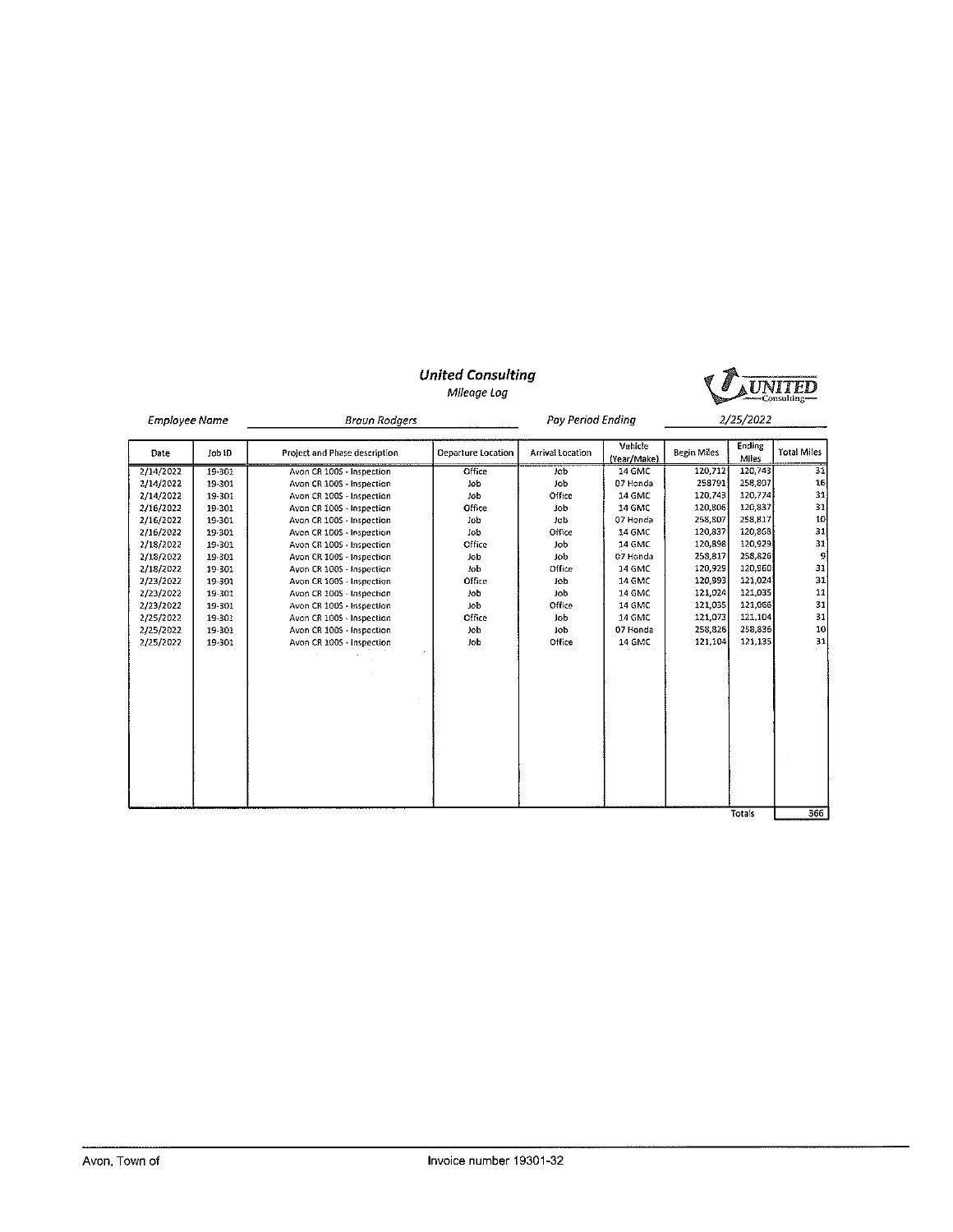# United Consulting

*Mileage Log*

*Employee Name* Braun Rodgers *Pay Period Ending* 2/25/2022

| Date | Job ID | Project and Phase description | Departure Location | Arrival Location | Vehicle (Year/Make) | Begin Miles | Ending Miles | Total Miles |
|---|---|---|---|---|---|---|---|---|
| 2/14/2022 | 19-301 | Avon CR 100S - Inspection | Office | Job | 14 GMC | 120,712 | 120,743 | 31 |
| 2/14/2022 | 19-301 | Avon CR 100S - Inspection | Job | Job | 07 Honda | 258791 | 258,807 | 16 |
| 2/14/2022 | 19-301 | Avon CR 100S - Inspection | Job | Office | 14 GMC | 120,743 | 120,774 | 31 |
| 2/16/2022 | 19-301 | Avon CR 100S - Inspection | Office | Job | 14 GMC | 120,806 | 120,837 | 31 |
| 2/16/2022 | 19-301 | Avon CR 100S - Inspection | Job | Job | 07 Honda | 258,807 | 258,817 | 10 |
| 2/16/2022 | 19-301 | Avon CR 100S - Inspection | Job | Office | 14 GMC | 120,837 | 120,868 | 31 |
| 2/18/2022 | 19-301 | Avon CR 100S - Inspection | Office | Job | 14 GMC | 120,898 | 120,929 | 31 |
| 2/18/2022 | 19-301 | Avon CR 100S - Inspection | Job | Job | 07 Honda | 258,817 | 258,826 | 9 |
| 2/18/2022 | 19-301 | Avon CR 100S - Inspection | Job | Office | 14 GMC | 120,929 | 120,960 | 31 |
| 2/23/2022 | 19-301 | Avon CR 100S - Inspection | Office | Job | 14 GMC | 120,993 | 121,024 | 31 |
| 2/23/2022 | 19-301 | Avon CR 100S - Inspection | Job | Job | 14 GMC | 121,024 | 121,035 | 11 |
| 2/23/2022 | 19-301 | Avon CR 100S - Inspection | Job | Office | 14 GMC | 121,035 | 121,066 | 31 |
| 2/25/2022 | 19-301 | Avon CR 100S - Inspection | Office | Job | 14 GMC | 121,073 | 121,104 | 31 |
| 2/25/2022 | 19-301 | Avon CR 100S - Inspection | Job | Job | 07 Honda | 258,826 | 258,836 | 10 |
| 2/25/2022 | 19-301 | Avon CR 100S - Inspection | Job | Office | 14 GMC | 121,104 | 121,135 | 31 |
| | | | | | | | Totals | 366 |

Avon, Town of Invoice number 19301-32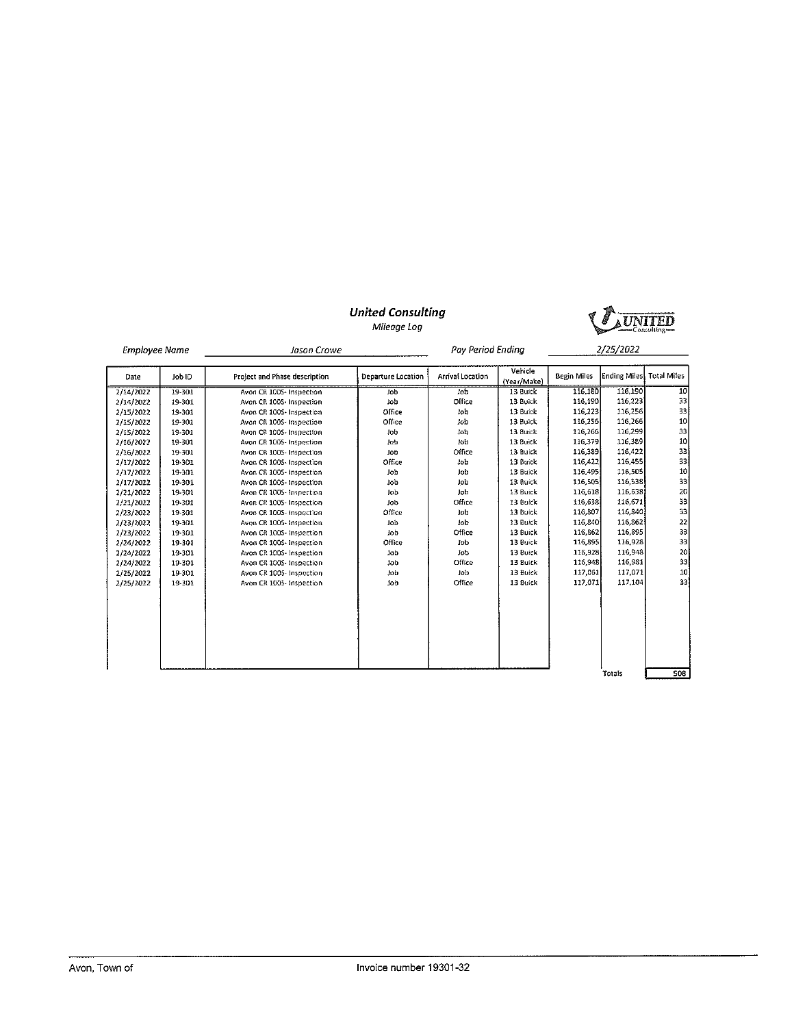# United Consulting

*Mileage Log*

*Employee Name* Jason Crowe *Pay Period Ending* 2/25/2022

| Date | Job ID | Project and Phase description | Departure Location | Arrival Location | Vehicle (Year/Make) | Begin Miles | Ending Miles | Total Miles |
|---|---|---|---|---|---|---|---|---|
| 2/14/2022 | 19-301 | Avon CR 100S- Inspection | Job | Job | 13 Buick | 116,180 | 116,190 | 10 |
| 2/14/2022 | 19-301 | Avon CR 100S- Inspection | Job | Office | 13 Buick | 116,190 | 116,223 | 33 |
| 2/15/2022 | 19-301 | Avon CR 100S- Inspection | Office | Job | 13 Buick | 116,223 | 116,256 | 33 |
| 2/15/2022 | 19-301 | Avon CR 100S- Inspection | Office | Job | 13 Buick | 116,256 | 116,266 | 10 |
| 2/15/2022 | 19-301 | Avon CR 100S- Inspection | Job | Job | 13 Buick | 116,266 | 116,299 | 33 |
| 2/16/2022 | 19-301 | Avon CR 100S- Inspection | Job | Job | 13 Buick | 116,379 | 116,389 | 10 |
| 2/16/2022 | 19-301 | Avon CR 100S- Inspection | Job | Office | 13 Buick | 116,389 | 116,422 | 33 |
| 2/17/2022 | 19-301 | Avon CR 100S- Inspection | Office | Job | 13 Buick | 116,422 | 116,455 | 33 |
| 2/17/2022 | 19-301 | Avon CR 100S- Inspection | Job | Job | 13 Buick | 116,495 | 116,505 | 10 |
| 2/17/2022 | 19-301 | Avon CR 100S- Inspection | Job | Job | 13 Buick | 116,505 | 116,538 | 33 |
| 2/21/2022 | 19-301 | Avon CR 100S- Inspection | Job | Job | 13 Buick | 116,618 | 116,638 | 20 |
| 2/21/2022 | 19-301 | Avon CR 100S- Inspection | Job | Office | 13 Buick | 116,638 | 116,671 | 33 |
| 2/23/2022 | 19-301 | Avon CR 100S- Inspection | Office | Job | 13 Buick | 116,807 | 116,840 | 33 |
| 2/23/2022 | 19-301 | Avon CR 100S- Inspection | Job | Job | 13 Buick | 116,840 | 116,862 | 22 |
| 2/23/2022 | 19-301 | Avon CR 100S- Inspection | Job | Office | 13 Buick | 116,862 | 116,895 | 33 |
| 2/24/2022 | 19-301 | Avon CR 100S- Inspection | Office | Job | 13 Buick | 116,895 | 116,928 | 33 |
| 2/24/2022 | 19-301 | Avon CR 100S- Inspection | Job | Job | 13 Buick | 116,928 | 116,948 | 20 |
| 2/24/2022 | 19-301 | Avon CR 100S- Inspection | Job | Office | 13 Buick | 116,948 | 116,981 | 33 |
| 2/25/2022 | 19-301 | Avon CR 100S- Inspection | Job | Job | 13 Buick | 117,061 | 117,071 | 10 |
| 2/25/2022 | 19-301 | Avon CR 100S- Inspection | Job | Office | 13 Buick | 117,071 | 117,104 | 33 |
| | | | | | | | Totals | 508 |

Avon, Town of

Invoice number 19301-32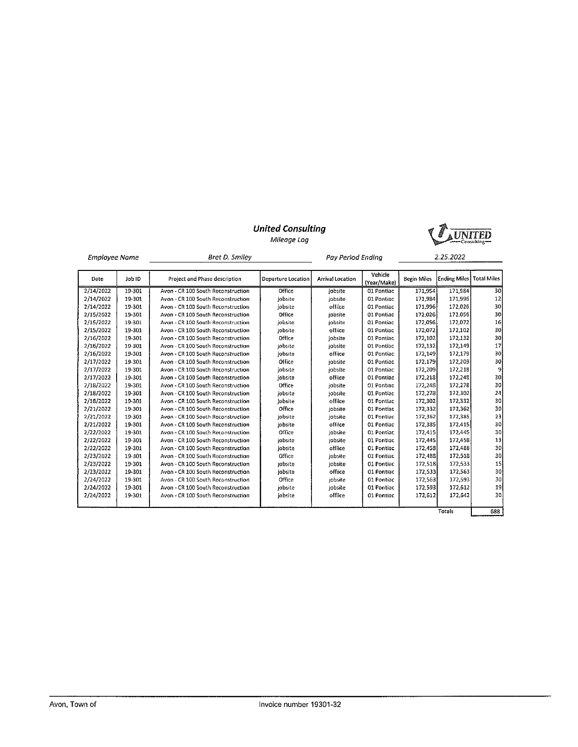## United Consulting

*Mileage Log*

*Employee Name* Bret D. Smiley *Pay Period Ending* 2.25.2022

| Date | Job ID | Project and Phase description | Departure Location | Arrival Location | Vehicle (Year/Make) | Begin Miles | Ending Miles | Total Miles |
|---|---|---|---|---|---|---|---|---|
| 2/14/2022 | 19-301 | Avon - CR 100 South Reconstruction | Office | jobsite | 01 Pontiac | 171,954 | 171,984 | 30 |
| 2/14/2022 | 19-301 | Avon - CR 100 South Reconstruction | jobsite | jobsite | 01 Pontiac | 171,984 | 171,996 | 12 |
| 2/14/2022 | 19-301 | Avon - CR 100 South Reconstruction | jobsite | offiice | 01 Pontiac | 171,996 | 172,026 | 30 |
| 2/15/2022 | 19-301 | Avon - CR 100 South Reconstruction | Office | jobsite | 01 Pontiac | 172,026 | 172,056 | 30 |
| 2/15/2022 | 19-301 | Avon - CR 100 South Reconstruction | jobsite | jobsite | 01 Pontiac | 172,056 | 172,072 | 16 |
| 2/15/2022 | 19-301 | Avon - CR 100 South Reconstruction | jobsite | offiice | 01 Pontiac | 172,072 | 172,102 | 30 |
| 2/16/2022 | 19-301 | Avon - CR 100 South Reconstruction | Office | jobsite | 01 Pontiac | 172,102 | 172,132 | 30 |
| 2/16/2022 | 19-301 | Avon - CR 100 South Reconstruction | jobsite | jobsite | 01 Pontiac | 172,132 | 172,149 | 17 |
| 2/16/2022 | 19-301 | Avon - CR 100 South Reconstruction | jobsite | offiice | 01 Pontiac | 172,149 | 172,179 | 30 |
| 2/17/2022 | 19-301 | Avon - CR 100 South Reconstruction | Office | jobsite | 01 Pontiac | 172,179 | 172,209 | 30 |
| 2/17/2022 | 19-301 | Avon - CR 100 South Reconstruction | jobsite | jobsite | 01 Pontiac | 172,209 | 172,218 | 9 |
| 2/17/2022 | 19-301 | Avon - CR 100 South Reconstruction | jobsite | offiice | 01 Pontiac | 172,218 | 172,248 | 30 |
| 2/18/2022 | 19-301 | Avon - CR 100 South Reconstruction | Office | jobsite | 01 Pontiac | 172,248 | 172,278 | 30 |
| 2/18/2022 | 19-301 | Avon - CR 100 South Reconstruction | jobsite | jobsite | 01 Pontiac | 172,278 | 172,302 | 24 |
| 2/18/2022 | 19-301 | Avon - CR 100 South Reconstruction | jobsite | offiice | 01 Pontiac | 172,302 | 172,332 | 30 |
| 2/21/2022 | 19-301 | Avon - CR 100 South Reconstruction | Office | jobsite | 01 Pontiac | 172,332 | 172,362 | 30 |
| 2/21/2022 | 19-301 | Avon - CR 100 South Reconstruction | jobsite | jobsite | 01 Pontiac | 172,362 | 172,385 | 23 |
| 2/21/2022 | 19-301 | Avon - CR 100 South Reconstruction | jobsite | offiice | 01 Pontiac | 172,385 | 172,415 | 30 |
| 2/22/2022 | 19-301 | Avon - CR 100 South Reconstruction | Office | jobsite | 01 Pontiac | 172,415 | 172,445 | 30 |
| 2/22/2022 | 19-301 | Avon - CR 100 South Reconstruction | jobsite | jobsite | 01 Pontiac | 172,445 | 172,458 | 13 |
| 2/22/2022 | 19-301 | Avon - CR 100 South Reconstruction | jobsite | offiice | 01 Pontiac | 172,458 | 172,488 | 30 |
| 2/23/2022 | 19-301 | Avon - CR 100 South Reconstruction | Office | jobsite | 01 Pontiac | 172,488 | 172,518 | 30 |
| 2/23/2022 | 19-301 | Avon - CR 100 South Reconstruction | jobsite | jobsite | 01 Pontiac | 172,518 | 172,533 | 15 |
| 2/23/2022 | 19-301 | Avon - CR 100 South Reconstruction | jobsite | offiice | 01 Pontiac | 172,533 | 172,563 | 30 |
| 2/24/2022 | 19-301 | Avon - CR 100 South Reconstruction | Office | jobsite | 01 Pontiac | 172,563 | 172,593 | 30 |
| 2/24/2022 | 19-301 | Avon - CR 100 South Reconstruction | jobsite | jobsite | 01 Pontiac | 172,593 | 172,612 | 19 |
| 2/24/2022 | 19-301 | Avon - CR 100 South Reconstruction | jobsite | offiice | 01 Pontiac | 172,612 | 172,642 | 30 |
| | | | | | | | Totals | 688 |

Avon, Town of Invoice number 19301-32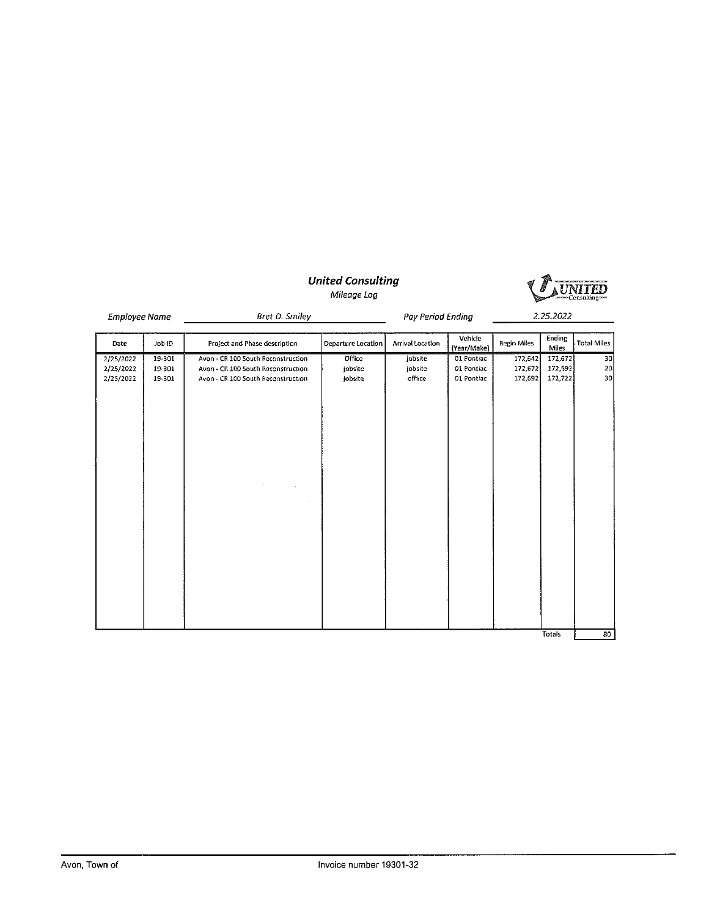# United Consulting

*Mileage Log*

*Employee Name* *Bret D. Smiley* *Pay Period Ending* *2.25.2022*

| Date | Job ID | Project and Phase description | Departure Location | Arrival Location | Vehicle (Year/Make) | Begin Miles | Ending Miles | Total Miles |
|---|---|---|---|---|---|---|---|---|
| 2/25/2022 | 19-301 | Avon - CR 100 South Reconstruction | Office | jobsite | 01 Pontiac | 172,642 | 172,672 | 30 |
| 2/25/2022 | 19-301 | Avon - CR 100 South Reconstruction | jobsite | jobsite | 01 Pontiac | 172,672 | 172,692 | 20 |
| 2/25/2022 | 19-301 | Avon - CR 100 South Reconstruction | jobsite | office | 01 Pontiac | 172,692 | 172,722 | 30 |
| | | | | | | | Totals | 80 |

Avon, Town of Invoice number 19301-32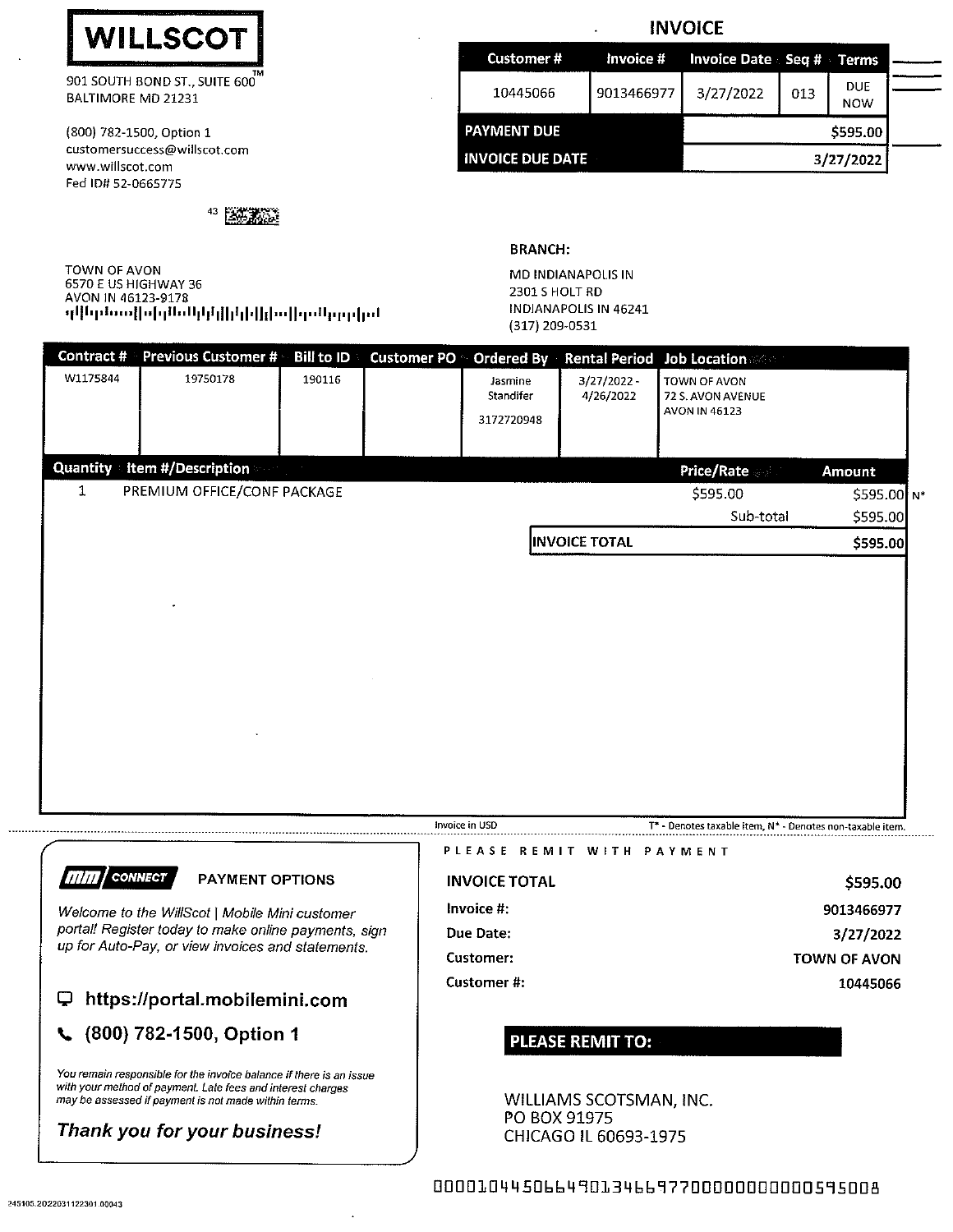# WILLSCOT

901 SOUTH BOND ST., SUITE 600™
BALTIMORE MD 21231

(800) 782-1500, Option 1
customersuccess@willscot.com
www.willscot.com
Fed ID# 52-0665775

## INVOICE

| Customer # | Invoice # | Invoice Date | Seq # | Terms |
|---|---|---|---|---|
| 10445066 | 9013466977 | 3/27/2022 | 013 | DUE NOW |

| | |
|---|---|
| **PAYMENT DUE** | $595.00 |
| **INVOICE DUE DATE** | 3/27/2022 |

43

TOWN OF AVON
6570 E US HIGHWAY 36
AVON IN 46123-9178

**BRANCH:**

MD INDIANAPOLIS IN
2301 S HOLT RD
INDIANAPOLIS IN 46241
(317) 209-0531

| Contract # | Previous Customer # | Bill to ID | Customer PO | Ordered By | Rental Period | Job Location |
|---|---|---|---|---|---|---|
| W1175844 | 19750178 | 190116 | | Jasmine Standifer 3172720948 | 3/27/2022 - 4/26/2022 | TOWN OF AVON 72 S. AVON AVENUE AVON IN 46123 |

| Quantity | Item #/Description | Price/Rate | Amount |
|---|---|---|---|
| 1 | PREMIUM OFFICE/CONF PACKAGE | $595.00 | $595.00 N* |
| | | Sub-total | $595.00 |
| | | **INVOICE TOTAL** | **$595.00** |

Invoice in USD

T* - Denotes taxable item, N* - Denotes non-taxable item.

---

**mm CONNECT** PAYMENT OPTIONS

*Welcome to the WillScot | Mobile Mini customer portal! Register today to make online payments, sign up for Auto-Pay, or view invoices and statements.*

**https://portal.mobilemini.com**

**(800) 782-1500, Option 1**

*You remain responsible for the invoice balance if there is an issue with your method of payment. Late fees and interest charges may be assessed if payment is not made within terms.*

***Thank you for your business!***

PLEASE REMIT WITH PAYMENT

| | |
|---|---|
| **INVOICE TOTAL** | **$595.00** |
| Invoice #: | 9013466977 |
| Due Date: | 3/27/2022 |
| Customer: | TOWN OF AVON |
| Customer #: | 10445066 |

**PLEASE REMIT TO:**

WILLIAMS SCOTSMAN, INC.
PO BOX 91975
CHICAGO IL 60693-1975

000010445066490134669770000000000595008

245105.20220311122301.00043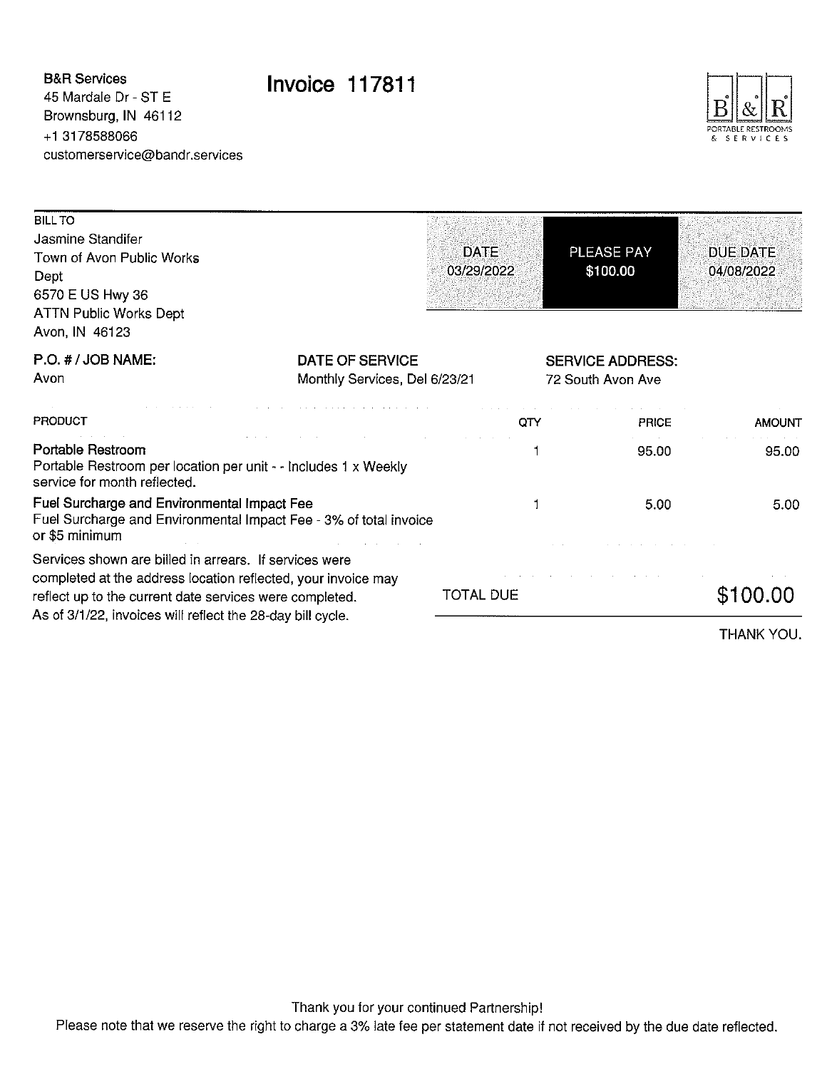**B&R Services**
45 Mardale Dr - ST E
Brownsburg, IN 46112
+1 3178588066
customerservice@bandr.services

# Invoice 117811

B & R PORTABLE RESTROOMS & SERVICES

BILL TO
Jasmine Standifer
Town of Avon Public Works Dept
6570 E US Hwy 36
ATTN Public Works Dept
Avon, IN 46123

| DATE | PLEASE PAY | DUE DATE |
|---|---|---|
| 03/29/2022 | $100.00 | 04/08/2022 |

**P.O. # / JOB NAME:**
Avon

**DATE OF SERVICE**
Monthly Services, Del 6/23/21

**SERVICE ADDRESS:**
72 South Avon Ave

| PRODUCT | QTY | PRICE | AMOUNT |
|---|---|---|---|
| **Portable Restroom**<br>Portable Restroom per location per unit - - Includes 1 x Weekly service for month reflected. | 1 | 95.00 | 95.00 |
| **Fuel Surcharge and Environmental Impact Fee**<br>Fuel Surcharge and Environmental Impact Fee - 3% of total invoice or $5 minimum | 1 | 5.00 | 5.00 |

Services shown are billed in arrears. If services were completed at the address location reflected, your invoice may reflect up to the current date services were completed.
As of 3/1/22, invoices will reflect the 28-day bill cycle.

TOTAL DUE **$100.00**

THANK YOU.

Thank you for your continued Partnership!
Please note that we reserve the right to charge a 3% late fee per statement date if not received by the due date reflected.